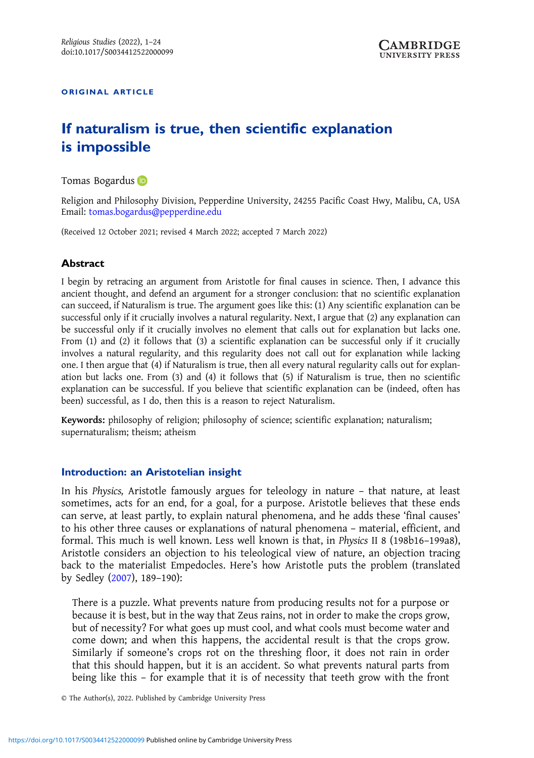ORIGINAL ARTICLE

# If naturalism is true, then scientific explanation is impossible

Tomas Bogardus

Religion and Philosophy Division, Pepperdine University, 24255 Pacific Coast Hwy, Malibu, CA, USA
Email: tomas.bogardus@pepperdine.edu

(Received 12 October 2021; revised 4 March 2022; accepted 7 March 2022)

## Abstract

I begin by retracing an argument from Aristotle for final causes in science. Then, I advance this ancient thought, and defend an argument for a stronger conclusion: that no scientific explanation can succeed, if Naturalism is true. The argument goes like this: (1) Any scientific explanation can be successful only if it crucially involves a natural regularity. Next, I argue that (2) any explanation can be successful only if it crucially involves no element that calls out for explanation but lacks one. From (1) and (2) it follows that (3) a scientific explanation can be successful only if it crucially involves a natural regularity, and this regularity does not call out for explanation while lacking one. I then argue that (4) if Naturalism is true, then all every natural regularity calls out for explanation but lacks one. From (3) and (4) it follows that (5) if Naturalism is true, then no scientific explanation can be successful. If you believe that scientific explanation can be (indeed, often has been) successful, as I do, then this is a reason to reject Naturalism.

**Keywords:** philosophy of religion; philosophy of science; scientific explanation; naturalism; supernaturalism; theism; atheism

## Introduction: an Aristotelian insight

In his *Physics,* Aristotle famously argues for teleology in nature – that nature, at least sometimes, acts for an end, for a goal, for a purpose. Aristotle believes that these ends can serve, at least partly, to explain natural phenomena, and he adds these 'final causes' to his other three causes or explanations of natural phenomena – material, efficient, and formal. This much is well known. Less well known is that, in *Physics* II 8 (198b16–199a8), Aristotle considers an objection to his teleological view of nature, an objection tracing back to the materialist Empedocles. Here's how Aristotle puts the problem (translated by Sedley (2007), 189–190):

> There is a puzzle. What prevents nature from producing results not for a purpose or because it is best, but in the way that Zeus rains, not in order to make the crops grow, but of necessity? For what goes up must cool, and what cools must become water and come down; and when this happens, the accidental result is that the crops grow. Similarly if someone's crops rot on the threshing floor, it does not rain in order that this should happen, but it is an accident. So what prevents natural parts from being like this – for example that it is of necessity that teeth grow with the front

© The Author(s), 2022. Published by Cambridge University Press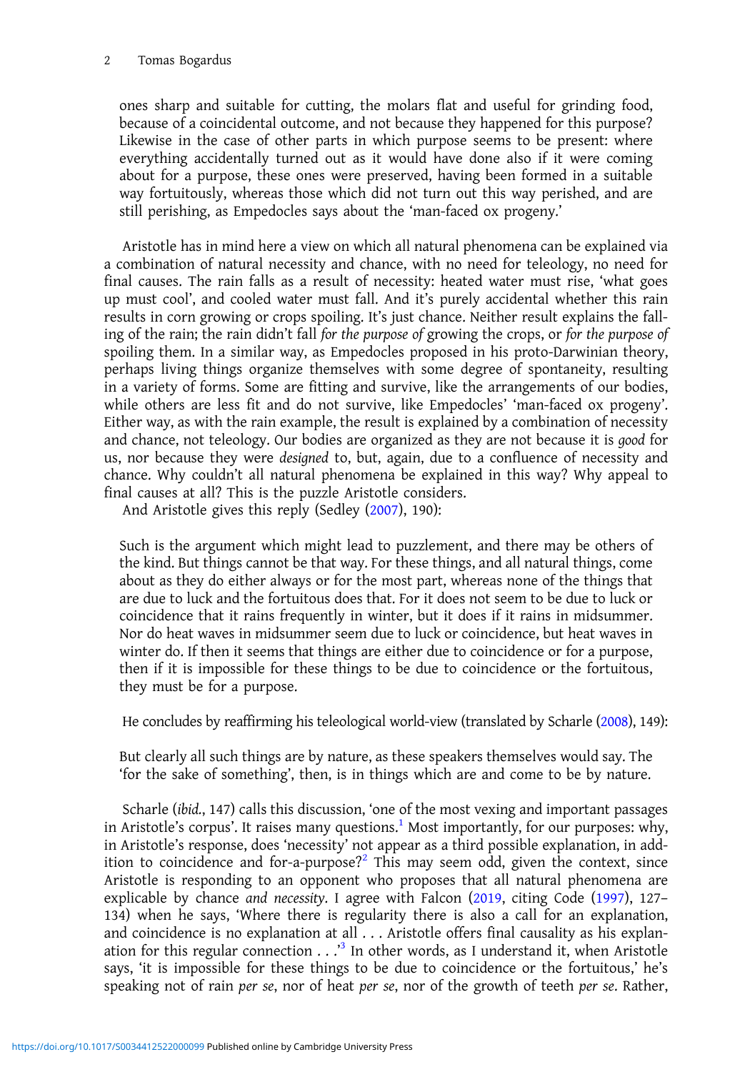> ones sharp and suitable for cutting, the molars flat and useful for grinding food, because of a coincidental outcome, and not because they happened for this purpose? Likewise in the case of other parts in which purpose seems to be present: where everything accidentally turned out as it would have done also if it were coming about for a purpose, these ones were preserved, having been formed in a suitable way fortuitously, whereas those which did not turn out this way perished, and are still perishing, as Empedocles says about the 'man-faced ox progeny.'

Aristotle has in mind here a view on which all natural phenomena can be explained via a combination of natural necessity and chance, with no need for teleology, no need for final causes. The rain falls as a result of necessity: heated water must rise, 'what goes up must cool', and cooled water must fall. And it's purely accidental whether this rain results in corn growing or crops spoiling. It's just chance. Neither result explains the falling of the rain; the rain didn't fall *for the purpose of* growing the crops, or *for the purpose of* spoiling them. In a similar way, as Empedocles proposed in his proto-Darwinian theory, perhaps living things organize themselves with some degree of spontaneity, resulting in a variety of forms. Some are fitting and survive, like the arrangements of our bodies, while others are less fit and do not survive, like Empedocles' 'man-faced ox progeny'. Either way, as with the rain example, the result is explained by a combination of necessity and chance, not teleology. Our bodies are organized as they are not because it is *good* for us, nor because they were *designed* to, but, again, due to a confluence of necessity and chance. Why couldn't all natural phenomena be explained in this way? Why appeal to final causes at all? This is the puzzle Aristotle considers.

And Aristotle gives this reply (Sedley (2007), 190):

> Such is the argument which might lead to puzzlement, and there may be others of the kind. But things cannot be that way. For these things, and all natural things, come about as they do either always or for the most part, whereas none of the things that are due to luck and the fortuitous does that. For it does not seem to be due to luck or coincidence that it rains frequently in winter, but it does if it rains in midsummer. Nor do heat waves in midsummer seem due to luck or coincidence, but heat waves in winter do. If then it seems that things are either due to coincidence or for a purpose, then if it is impossible for these things to be due to coincidence or the fortuitous, they must be for a purpose.

He concludes by reaffirming his teleological world-view (translated by Scharle (2008), 149):

> But clearly all such things are by nature, as these speakers themselves would say. The 'for the sake of something', then, is in things which are and come to be by nature.

Scharle (*ibid*., 147) calls this discussion, 'one of the most vexing and important passages in Aristotle's corpus'. It raises many questions.[1] Most importantly, for our purposes: why, in Aristotle's response, does 'necessity' not appear as a third possible explanation, in addition to coincidence and for-a-purpose?[2] This may seem odd, given the context, since Aristotle is responding to an opponent who proposes that all natural phenomena are explicable by chance *and necessity*. I agree with Falcon (2019, citing Code (1997), 127–134) when he says, 'Where there is regularity there is also a call for an explanation, and coincidence is no explanation at all . . . Aristotle offers final causality as his explanation for this regular connection . . .'[3] In other words, as I understand it, when Aristotle says, 'it is impossible for these things to be due to coincidence or the fortuitous,' he's speaking not of rain *per se*, nor of heat *per se*, nor of the growth of teeth *per se*. Rather,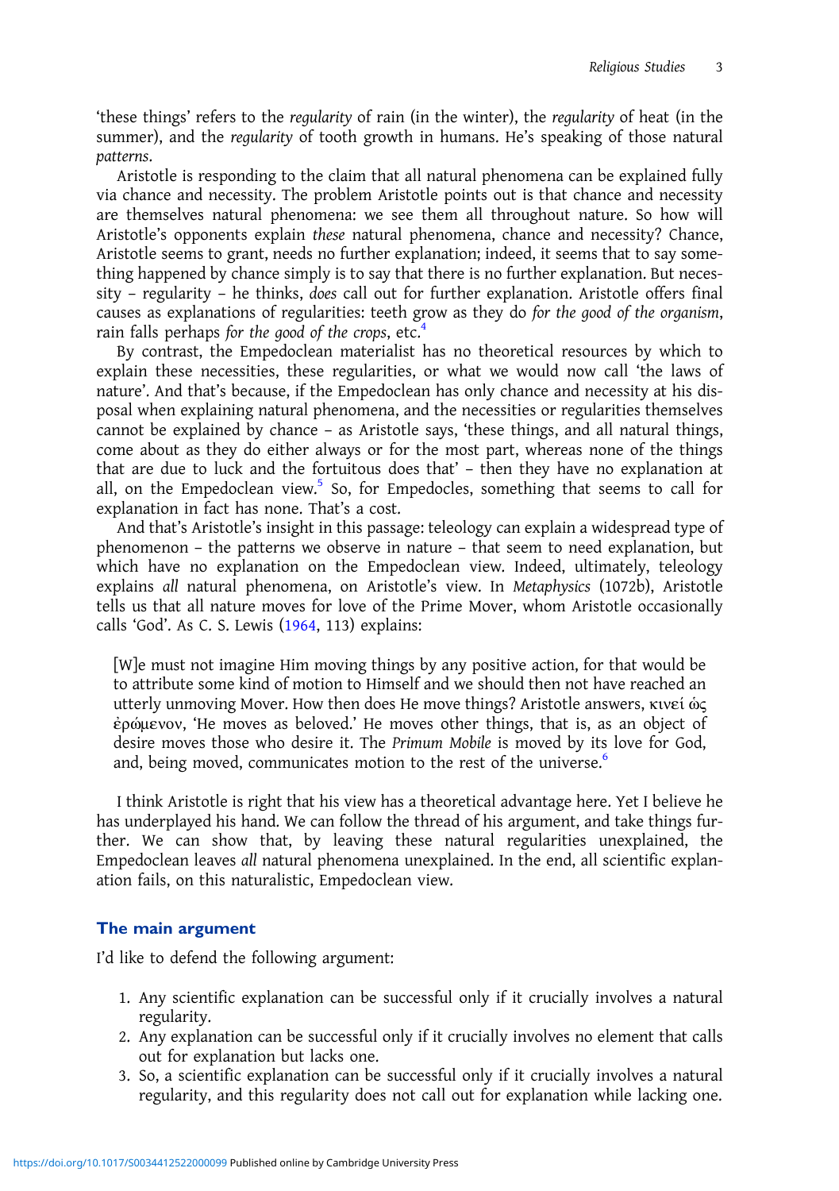'these things' refers to the *regularity* of rain (in the winter), the *regularity* of heat (in the summer), and the *regularity* of tooth growth in humans. He's speaking of those natural *patterns*.

Aristotle is responding to the claim that all natural phenomena can be explained fully via chance and necessity. The problem Aristotle points out is that chance and necessity are themselves natural phenomena: we see them all throughout nature. So how will Aristotle's opponents explain *these* natural phenomena, chance and necessity? Chance, Aristotle seems to grant, needs no further explanation; indeed, it seems that to say something happened by chance simply is to say that there is no further explanation. But necessity – regularity – he thinks, *does* call out for further explanation. Aristotle offers final causes as explanations of regularities: teeth grow as they do *for the good of the organism*, rain falls perhaps *for the good of the crops*, etc.[4]

By contrast, the Empedoclean materialist has no theoretical resources by which to explain these necessities, these regularities, or what we would now call 'the laws of nature'. And that's because, if the Empedoclean has only chance and necessity at his disposal when explaining natural phenomena, and the necessities or regularities themselves cannot be explained by chance – as Aristotle says, 'these things, and all natural things, come about as they do either always or for the most part, whereas none of the things that are due to luck and the fortuitous does that' – then they have no explanation at all, on the Empedoclean view.[5] So, for Empedocles, something that seems to call for explanation in fact has none. That's a cost.

And that's Aristotle's insight in this passage: teleology can explain a widespread type of phenomenon – the patterns we observe in nature – that seem to need explanation, but which have no explanation on the Empedoclean view. Indeed, ultimately, teleology explains *all* natural phenomena, on Aristotle's view. In *Metaphysics* (1072b), Aristotle tells us that all nature moves for love of the Prime Mover, whom Aristotle occasionally calls 'God'. As C. S. Lewis (1964, 113) explains:

> [W]e must not imagine Him moving things by any positive action, for that would be to attribute some kind of motion to Himself and we should then not have reached an utterly unmoving Mover. How then does He move things? Aristotle answers, κινεί ὡς ἐρώμενον, 'He moves as beloved.' He moves other things, that is, as an object of desire moves those who desire it. The *Primum Mobile* is moved by its love for God, and, being moved, communicates motion to the rest of the universe.[6]

I think Aristotle is right that his view has a theoretical advantage here. Yet I believe he has underplayed his hand. We can follow the thread of his argument, and take things further. We can show that, by leaving these natural regularities unexplained, the Empedoclean leaves *all* natural phenomena unexplained. In the end, all scientific explanation fails, on this naturalistic, Empedoclean view.

## The main argument

I'd like to defend the following argument:

1. Any scientific explanation can be successful only if it crucially involves a natural regularity.
2. Any explanation can be successful only if it crucially involves no element that calls out for explanation but lacks one.
3. So, a scientific explanation can be successful only if it crucially involves a natural regularity, and this regularity does not call out for explanation while lacking one.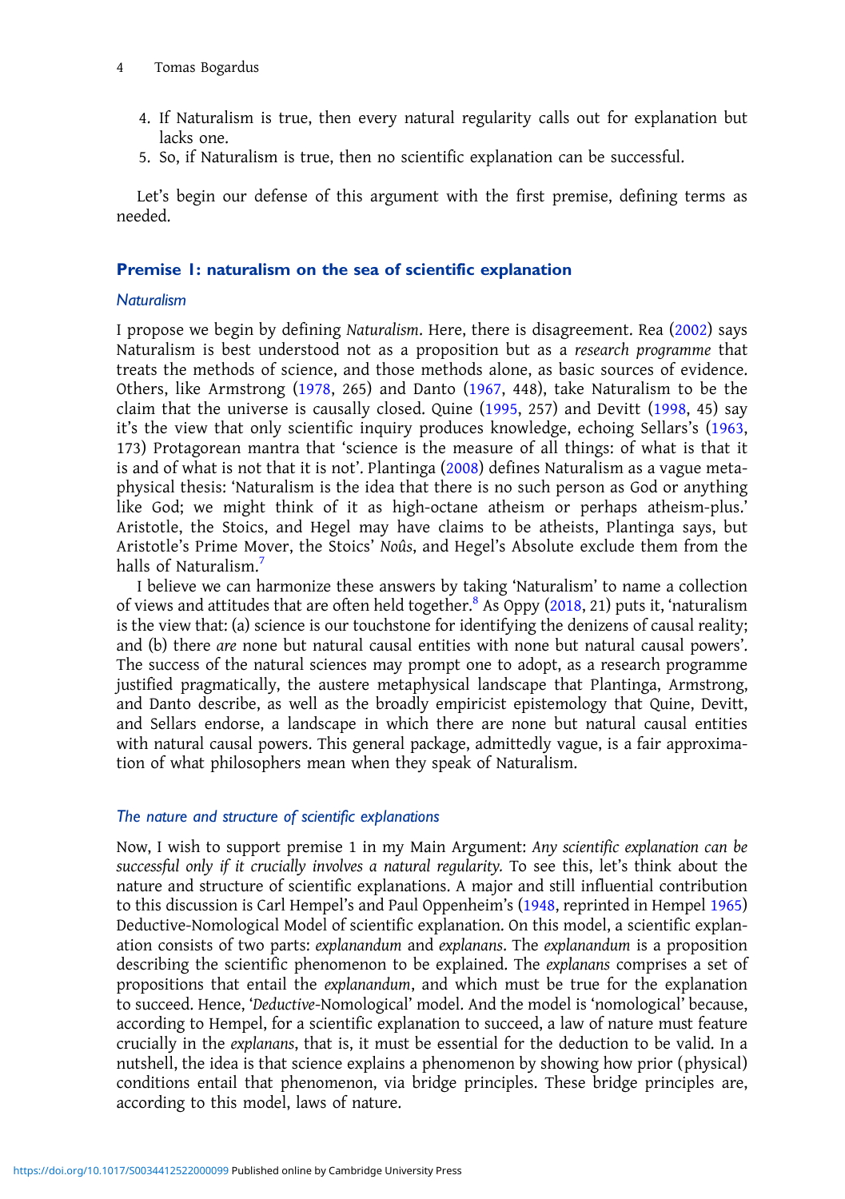4. If Naturalism is true, then every natural regularity calls out for explanation but lacks one.
5. So, if Naturalism is true, then no scientific explanation can be successful.

Let's begin our defense of this argument with the first premise, defining terms as needed.

## Premise 1: naturalism on the sea of scientific explanation

### *Naturalism*

I propose we begin by defining *Naturalism*. Here, there is disagreement. Rea (2002) says Naturalism is best understood not as a proposition but as a *research programme* that treats the methods of science, and those methods alone, as basic sources of evidence. Others, like Armstrong (1978, 265) and Danto (1967, 448), take Naturalism to be the claim that the universe is causally closed. Quine (1995, 257) and Devitt (1998, 45) say it's the view that only scientific inquiry produces knowledge, echoing Sellars's (1963, 173) Protagorean mantra that 'science is the measure of all things: of what is that it is and of what is not that it is not'. Plantinga (2008) defines Naturalism as a vague metaphysical thesis: 'Naturalism is the idea that there is no such person as God or anything like God; we might think of it as high-octane atheism or perhaps atheism-plus.' Aristotle, the Stoics, and Hegel may have claims to be atheists, Plantinga says, but Aristotle's Prime Mover, the Stoics' *Noûs*, and Hegel's Absolute exclude them from the halls of Naturalism.[7]

I believe we can harmonize these answers by taking 'Naturalism' to name a collection of views and attitudes that are often held together.[8] As Oppy (2018, 21) puts it, 'naturalism is the view that: (a) science is our touchstone for identifying the denizens of causal reality; and (b) there *are* none but natural causal entities with none but natural causal powers'. The success of the natural sciences may prompt one to adopt, as a research programme justified pragmatically, the austere metaphysical landscape that Plantinga, Armstrong, and Danto describe, as well as the broadly empiricist epistemology that Quine, Devitt, and Sellars endorse, a landscape in which there are none but natural causal entities with natural causal powers. This general package, admittedly vague, is a fair approximation of what philosophers mean when they speak of Naturalism.

### *The nature and structure of scientific explanations*

Now, I wish to support premise 1 in my Main Argument: *Any scientific explanation can be successful only if it crucially involves a natural regularity.* To see this, let's think about the nature and structure of scientific explanations. A major and still influential contribution to this discussion is Carl Hempel's and Paul Oppenheim's (1948, reprinted in Hempel 1965) Deductive-Nomological Model of scientific explanation. On this model, a scientific explanation consists of two parts: *explanandum* and *explanans*. The *explanandum* is a proposition describing the scientific phenomenon to be explained. The *explanans* comprises a set of propositions that entail the *explanandum*, and which must be true for the explanation to succeed. Hence, '*Deductive*-Nomological' model. And the model is 'nomological' because, according to Hempel, for a scientific explanation to succeed, a law of nature must feature crucially in the *explanans*, that is, it must be essential for the deduction to be valid. In a nutshell, the idea is that science explains a phenomenon by showing how prior (physical) conditions entail that phenomenon, via bridge principles. These bridge principles are, according to this model, laws of nature.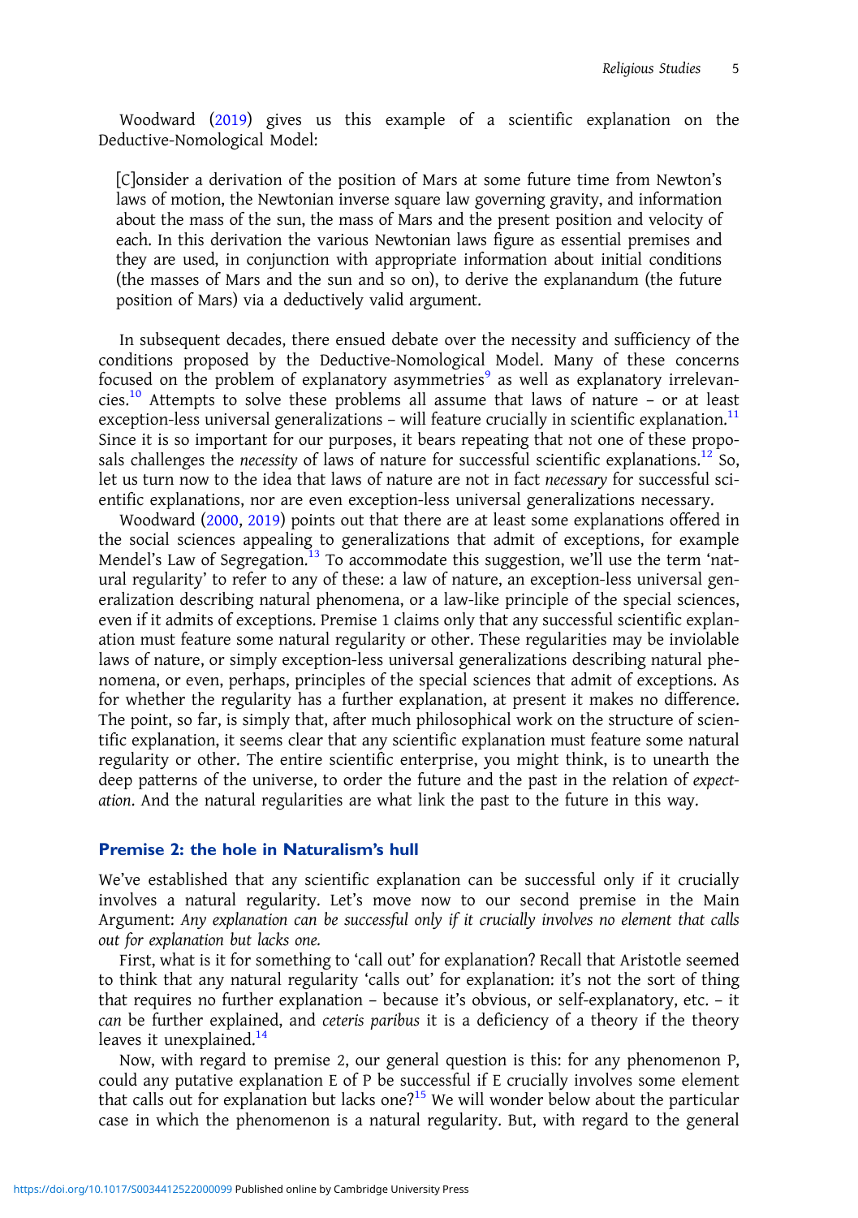Woodward (2019) gives us this example of a scientific explanation on the Deductive-Nomological Model:

> [C]onsider a derivation of the position of Mars at some future time from Newton's laws of motion, the Newtonian inverse square law governing gravity, and information about the mass of the sun, the mass of Mars and the present position and velocity of each. In this derivation the various Newtonian laws figure as essential premises and they are used, in conjunction with appropriate information about initial conditions (the masses of Mars and the sun and so on), to derive the explanandum (the future position of Mars) via a deductively valid argument.

In subsequent decades, there ensued debate over the necessity and sufficiency of the conditions proposed by the Deductive-Nomological Model. Many of these concerns focused on the problem of explanatory asymmetries[9] as well as explanatory irrelevancies.[10] Attempts to solve these problems all assume that laws of nature – or at least exception-less universal generalizations – will feature crucially in scientific explanation.[11] Since it is so important for our purposes, it bears repeating that not one of these proposals challenges the *necessity* of laws of nature for successful scientific explanations.[12] So, let us turn now to the idea that laws of nature are not in fact *necessary* for successful scientific explanations, nor are even exception-less universal generalizations necessary.

Woodward (2000, 2019) points out that there are at least some explanations offered in the social sciences appealing to generalizations that admit of exceptions, for example Mendel's Law of Segregation.[13] To accommodate this suggestion, we'll use the term 'natural regularity' to refer to any of these: a law of nature, an exception-less universal generalization describing natural phenomena, or a law-like principle of the special sciences, even if it admits of exceptions. Premise 1 claims only that any successful scientific explanation must feature some natural regularity or other. These regularities may be inviolable laws of nature, or simply exception-less universal generalizations describing natural phenomena, or even, perhaps, principles of the special sciences that admit of exceptions. As for whether the regularity has a further explanation, at present it makes no difference. The point, so far, is simply that, after much philosophical work on the structure of scientific explanation, it seems clear that any scientific explanation must feature some natural regularity or other. The entire scientific enterprise, you might think, is to unearth the deep patterns of the universe, to order the future and the past in the relation of *expectation*. And the natural regularities are what link the past to the future in this way.

## Premise 2: the hole in Naturalism's hull

We've established that any scientific explanation can be successful only if it crucially involves a natural regularity. Let's move now to our second premise in the Main Argument: *Any explanation can be successful only if it crucially involves no element that calls out for explanation but lacks one.*

First, what is it for something to 'call out' for explanation? Recall that Aristotle seemed to think that any natural regularity 'calls out' for explanation: it's not the sort of thing that requires no further explanation – because it's obvious, or self-explanatory, etc. – it *can* be further explained, and *ceteris paribus* it is a deficiency of a theory if the theory leaves it unexplained.[14]

Now, with regard to premise 2, our general question is this: for any phenomenon P, could any putative explanation E of P be successful if E crucially involves some element that calls out for explanation but lacks one?[15] We will wonder below about the particular case in which the phenomenon is a natural regularity. But, with regard to the general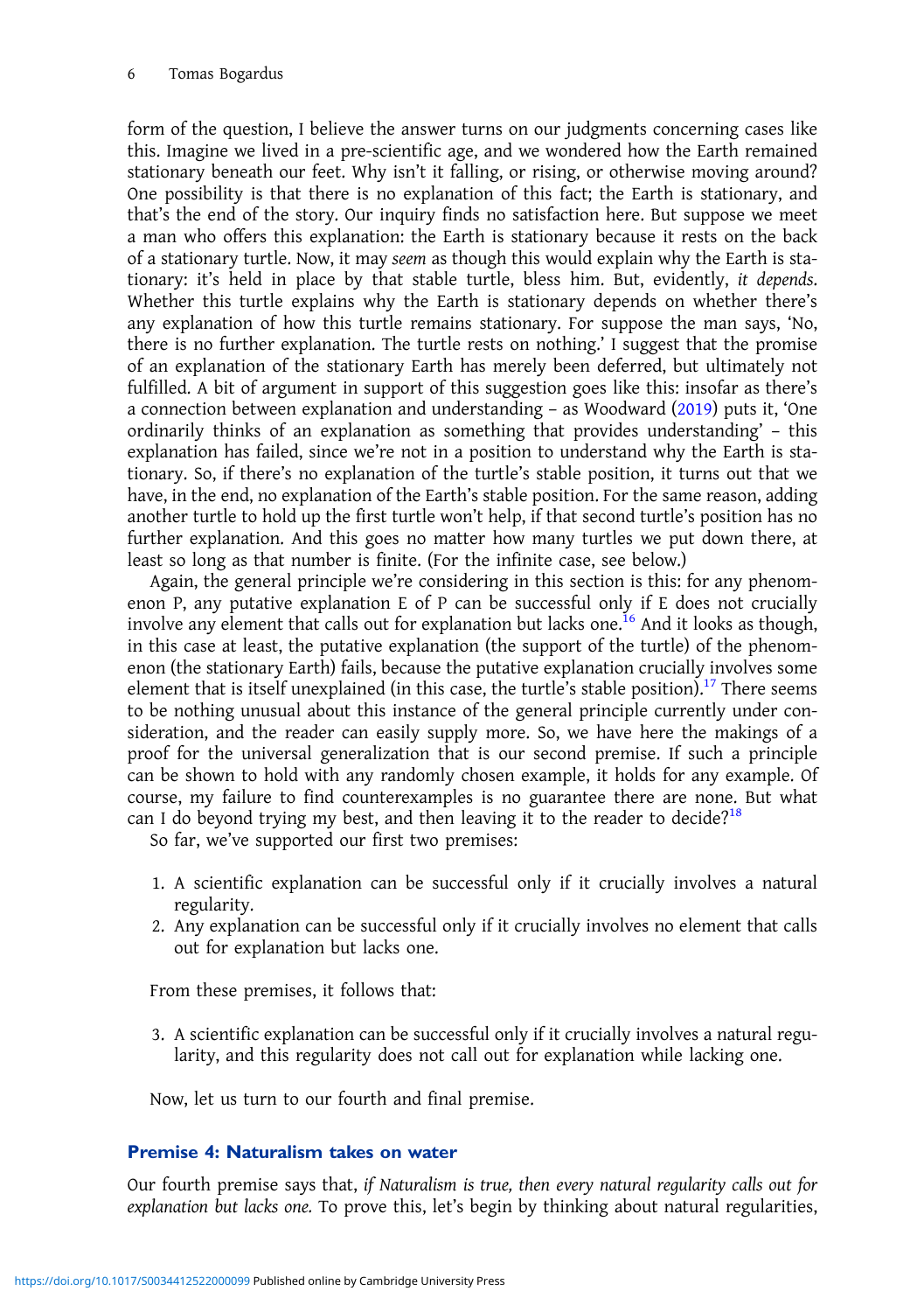form of the question, I believe the answer turns on our judgments concerning cases like this. Imagine we lived in a pre-scientific age, and we wondered how the Earth remained stationary beneath our feet. Why isn't it falling, or rising, or otherwise moving around? One possibility is that there is no explanation of this fact; the Earth is stationary, and that's the end of the story. Our inquiry finds no satisfaction here. But suppose we meet a man who offers this explanation: the Earth is stationary because it rests on the back of a stationary turtle. Now, it may *seem* as though this would explain why the Earth is stationary: it's held in place by that stable turtle, bless him. But, evidently, *it depends*. Whether this turtle explains why the Earth is stationary depends on whether there's any explanation of how this turtle remains stationary. For suppose the man says, 'No, there is no further explanation. The turtle rests on nothing.' I suggest that the promise of an explanation of the stationary Earth has merely been deferred, but ultimately not fulfilled. A bit of argument in support of this suggestion goes like this: insofar as there's a connection between explanation and understanding – as Woodward (2019) puts it, 'One ordinarily thinks of an explanation as something that provides understanding' – this explanation has failed, since we're not in a position to understand why the Earth is stationary. So, if there's no explanation of the turtle's stable position, it turns out that we have, in the end, no explanation of the Earth's stable position. For the same reason, adding another turtle to hold up the first turtle won't help, if that second turtle's position has no further explanation. And this goes no matter how many turtles we put down there, at least so long as that number is finite. (For the infinite case, see below.)

Again, the general principle we're considering in this section is this: for any phenomenon P, any putative explanation E of P can be successful only if E does not crucially involve any element that calls out for explanation but lacks one.[16] And it looks as though, in this case at least, the putative explanation (the support of the turtle) of the phenomenon (the stationary Earth) fails, because the putative explanation crucially involves some element that is itself unexplained (in this case, the turtle's stable position).[17] There seems to be nothing unusual about this instance of the general principle currently under consideration, and the reader can easily supply more. So, we have here the makings of a proof for the universal generalization that is our second premise. If such a principle can be shown to hold with any randomly chosen example, it holds for any example. Of course, my failure to find counterexamples is no guarantee there are none. But what can I do beyond trying my best, and then leaving it to the reader to decide?[18]

So far, we've supported our first two premises:

1. A scientific explanation can be successful only if it crucially involves a natural regularity.
2. Any explanation can be successful only if it crucially involves no element that calls out for explanation but lacks one.

From these premises, it follows that:

3. A scientific explanation can be successful only if it crucially involves a natural regularity, and this regularity does not call out for explanation while lacking one.

Now, let us turn to our fourth and final premise.

## Premise 4: Naturalism takes on water

Our fourth premise says that, *if Naturalism is true, then every natural regularity calls out for explanation but lacks one.* To prove this, let's begin by thinking about natural regularities,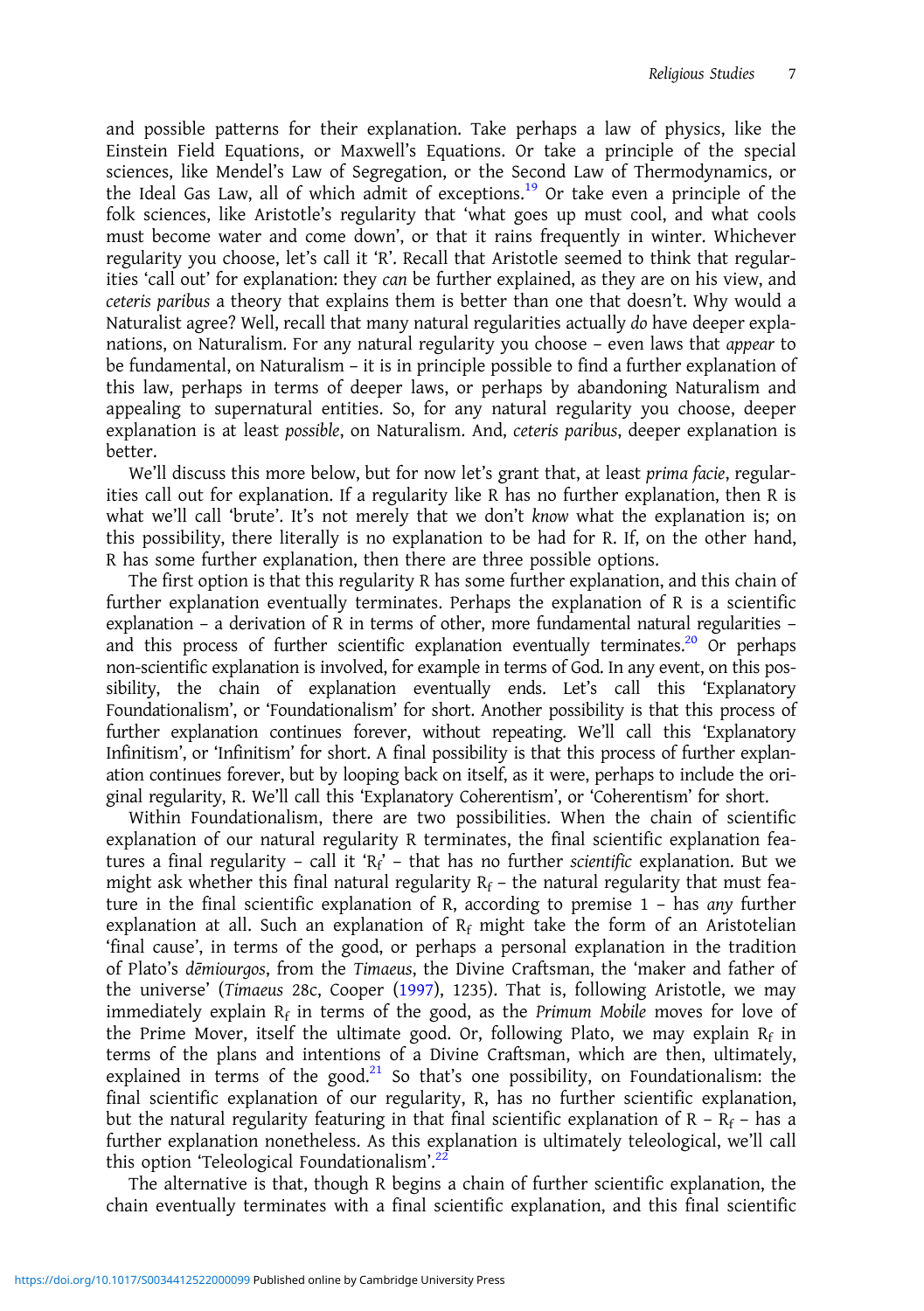and possible patterns for their explanation. Take perhaps a law of physics, like the Einstein Field Equations, or Maxwell's Equations. Or take a principle of the special sciences, like Mendel's Law of Segregation, or the Second Law of Thermodynamics, or the Ideal Gas Law, all of which admit of exceptions.[19] Or take even a principle of the folk sciences, like Aristotle's regularity that 'what goes up must cool, and what cools must become water and come down', or that it rains frequently in winter. Whichever regularity you choose, let's call it 'R'. Recall that Aristotle seemed to think that regularities 'call out' for explanation: they *can* be further explained, as they are on his view, and *ceteris paribus* a theory that explains them is better than one that doesn't. Why would a Naturalist agree? Well, recall that many natural regularities actually *do* have deeper explanations, on Naturalism. For any natural regularity you choose – even laws that *appear* to be fundamental, on Naturalism – it is in principle possible to find a further explanation of this law, perhaps in terms of deeper laws, or perhaps by abandoning Naturalism and appealing to supernatural entities. So, for any natural regularity you choose, deeper explanation is at least *possible*, on Naturalism. And, *ceteris paribus*, deeper explanation is better.

We'll discuss this more below, but for now let's grant that, at least *prima facie*, regularities call out for explanation. If a regularity like R has no further explanation, then R is what we'll call 'brute'. It's not merely that we don't *know* what the explanation is; on this possibility, there literally is no explanation to be had for R. If, on the other hand, R has some further explanation, then there are three possible options.

The first option is that this regularity R has some further explanation, and this chain of further explanation eventually terminates. Perhaps the explanation of R is a scientific explanation – a derivation of R in terms of other, more fundamental natural regularities – and this process of further scientific explanation eventually terminates.[20] Or perhaps non-scientific explanation is involved, for example in terms of God. In any event, on this possibility, the chain of explanation eventually ends. Let's call this 'Explanatory Foundationalism', or 'Foundationalism' for short. Another possibility is that this process of further explanation continues forever, without repeating. We'll call this 'Explanatory Infinitism', or 'Infinitism' for short. A final possibility is that this process of further explanation continues forever, but by looping back on itself, as it were, perhaps to include the original regularity, R. We'll call this 'Explanatory Coherentism', or 'Coherentism' for short.

Within Foundationalism, there are two possibilities. When the chain of scientific explanation of our natural regularity R terminates, the final scientific explanation features a final regularity – call it '$R_f$' – that has no further *scientific* explanation. But we might ask whether this final natural regularity $R_f$ – the natural regularity that must feature in the final scientific explanation of R, according to premise 1 – has *any* further explanation at all. Such an explanation of $R_f$ might take the form of an Aristotelian 'final cause', in terms of the good, or perhaps a personal explanation in the tradition of Plato's *dēmiourgos*, from the *Timaeus*, the Divine Craftsman, the 'maker and father of the universe' (*Timaeus* 28c, Cooper (1997), 1235). That is, following Aristotle, we may immediately explain $R_f$ in terms of the good, as the *Primum Mobile* moves for love of the Prime Mover, itself the ultimate good. Or, following Plato, we may explain $R_f$ in terms of the plans and intentions of a Divine Craftsman, which are then, ultimately, explained in terms of the good.[21] So that's one possibility, on Foundationalism: the final scientific explanation of our regularity, R, has no further scientific explanation, but the natural regularity featuring in that final scientific explanation of R – $R_f$ – has a further explanation nonetheless. As this explanation is ultimately teleological, we'll call this option 'Teleological Foundationalism'.[22]

The alternative is that, though R begins a chain of further scientific explanation, the chain eventually terminates with a final scientific explanation, and this final scientific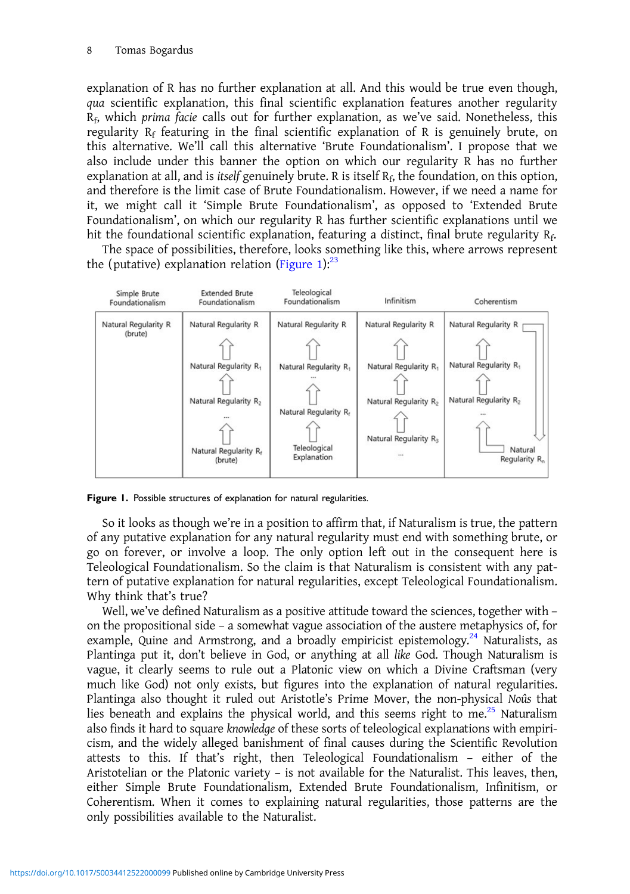explanation of R has no further explanation at all. And this would be true even though, *qua* scientific explanation, this final scientific explanation features another regularity $R_f$, which *prima facie* calls out for further explanation, as we've said. Nonetheless, this regularity $R_f$ featuring in the final scientific explanation of R is genuinely brute, on this alternative. We'll call this alternative 'Brute Foundationalism'. I propose that we also include under this banner the option on which our regularity R has no further explanation at all, and is *itself* genuinely brute. R is itself $R_f$, the foundation, on this option, and therefore is the limit case of Brute Foundationalism. However, if we need a name for it, we might call it 'Simple Brute Foundationalism', as opposed to 'Extended Brute Foundationalism', on which our regularity R has further scientific explanations until we hit the foundational scientific explanation, featuring a distinct, final brute regularity $R_f$.

The space of possibilities, therefore, looks something like this, where arrows represent the (putative) explanation relation (Figure 1):[23]

| Simple Brute Foundationalism | Extended Brute Foundationalism | Teleological Foundationalism | Infinitism | Coherentism |
|---|---|---|---|---|
| Natural Regularity R (brute) | Natural Regularity R | Natural Regularity R | Natural Regularity R | Natural Regularity R |
| | ⇧ | ⇧ | ⇧ | ⇧ |
| | Natural Regularity $R_1$ | Natural Regularity $R_1$ | Natural Regularity $R_1$ | Natural Regularity $R_1$ |
| | ⇧ | ... | ⇧ | ⇧ |
| | Natural Regularity $R_2$ | ⇧ | Natural Regularity $R_2$ | Natural Regularity $R_2$ |
| | ... | Natural Regularity $R_f$ | ⇧ | ... |
| | ⇧ | ⇧ | Natural Regularity $R_3$ | ⇧ |
| | Natural Regularity $R_f$ (brute) | Teleological Explanation | ... | Natural Regularity $R_n$ (loops back to R) |

**Figure 1.** Possible structures of explanation for natural regularities.

So it looks as though we're in a position to affirm that, if Naturalism is true, the pattern of any putative explanation for any natural regularity must end with something brute, or go on forever, or involve a loop. The only option left out in the consequent here is Teleological Foundationalism. So the claim is that Naturalism is consistent with any pattern of putative explanation for natural regularities, except Teleological Foundationalism. Why think that's true?

Well, we've defined Naturalism as a positive attitude toward the sciences, together with – on the propositional side – a somewhat vague association of the austere metaphysics of, for example, Quine and Armstrong, and a broadly empiricist epistemology.[24] Naturalists, as Plantinga put it, don't believe in God, or anything at all *like* God. Though Naturalism is vague, it clearly seems to rule out a Platonic view on which a Divine Craftsman (very much like God) not only exists, but figures into the explanation of natural regularities. Plantinga also thought it ruled out Aristotle's Prime Mover, the non-physical *Noûs* that lies beneath and explains the physical world, and this seems right to me.[25] Naturalism also finds it hard to square *knowledge* of these sorts of teleological explanations with empiricism, and the widely alleged banishment of final causes during the Scientific Revolution attests to this. If that's right, then Teleological Foundationalism – either of the Aristotelian or the Platonic variety – is not available for the Naturalist. This leaves, then, either Simple Brute Foundationalism, Extended Brute Foundationalism, Infinitism, or Coherentism. When it comes to explaining natural regularities, those patterns are the only possibilities available to the Naturalist.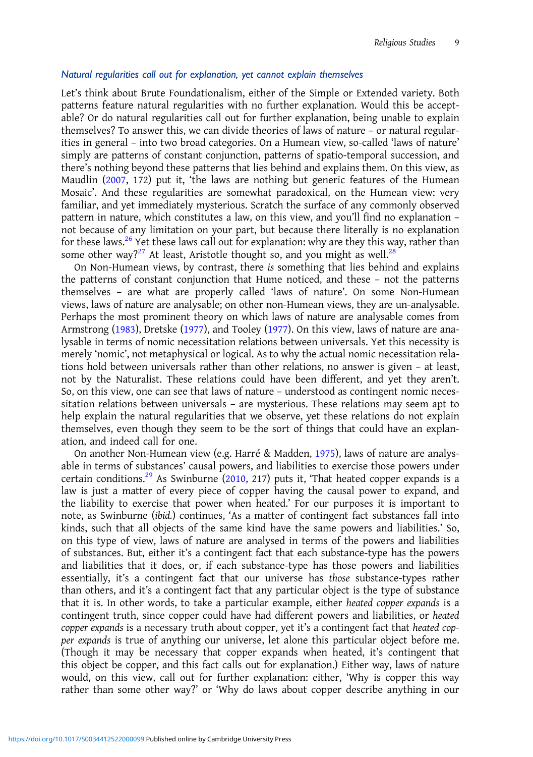### *Natural regularities call out for explanation, yet cannot explain themselves*

Let's think about Brute Foundationalism, either of the Simple or Extended variety. Both patterns feature natural regularities with no further explanation. Would this be acceptable? Or do natural regularities call out for further explanation, being unable to explain themselves? To answer this, we can divide theories of laws of nature – or natural regularities in general – into two broad categories. On a Humean view, so-called 'laws of nature' simply are patterns of constant conjunction, patterns of spatio-temporal succession, and there's nothing beyond these patterns that lies behind and explains them. On this view, as Maudlin (2007, 172) put it, 'the laws are nothing but generic features of the Humean Mosaic'. And these regularities are somewhat paradoxical, on the Humean view: very familiar, and yet immediately mysterious. Scratch the surface of any commonly observed pattern in nature, which constitutes a law, on this view, and you'll find no explanation – not because of any limitation on your part, but because there literally is no explanation for these laws.[26] Yet these laws call out for explanation: why are they this way, rather than some other way?[27] At least, Aristotle thought so, and you might as well.[28]

On Non-Humean views, by contrast, there *is* something that lies behind and explains the patterns of constant conjunction that Hume noticed, and these – not the patterns themselves – are what are properly called 'laws of nature'. On some Non-Humean views, laws of nature are analysable; on other non-Humean views, they are un-analysable. Perhaps the most prominent theory on which laws of nature are analysable comes from Armstrong (1983), Dretske (1977), and Tooley (1977). On this view, laws of nature are analysable in terms of nomic necessitation relations between universals. Yet this necessity is merely 'nomic', not metaphysical or logical. As to why the actual nomic necessitation relations hold between universals rather than other relations, no answer is given – at least, not by the Naturalist. These relations could have been different, and yet they aren't. So, on this view, one can see that laws of nature – understood as contingent nomic necessitation relations between universals – are mysterious. These relations may seem apt to help explain the natural regularities that we observe, yet these relations do not explain themselves, even though they seem to be the sort of things that could have an explanation, and indeed call for one.

On another Non-Humean view (e.g. Harré & Madden, 1975), laws of nature are analysable in terms of substances' causal powers, and liabilities to exercise those powers under certain conditions.[29] As Swinburne (2010, 217) puts it, 'That heated copper expands is a law is just a matter of every piece of copper having the causal power to expand, and the liability to exercise that power when heated.' For our purposes it is important to note, as Swinburne (*ibid.*) continues, 'As a matter of contingent fact substances fall into kinds, such that all objects of the same kind have the same powers and liabilities.' So, on this type of view, laws of nature are analysed in terms of the powers and liabilities of substances. But, either it's a contingent fact that each substance-type has the powers and liabilities that it does, or, if each substance-type has those powers and liabilities essentially, it's a contingent fact that our universe has *those* substance-types rather than others, and it's a contingent fact that any particular object is the type of substance that it is. In other words, to take a particular example, either *heated copper expands* is a contingent truth, since copper could have had different powers and liabilities, or *heated copper expands* is a necessary truth about copper, yet it's a contingent fact that *heated copper expands* is true of anything our universe, let alone this particular object before me. (Though it may be necessary that copper expands when heated, it's contingent that this object be copper, and this fact calls out for explanation.) Either way, laws of nature would, on this view, call out for further explanation: either, 'Why is copper this way rather than some other way?' or 'Why do laws about copper describe anything in our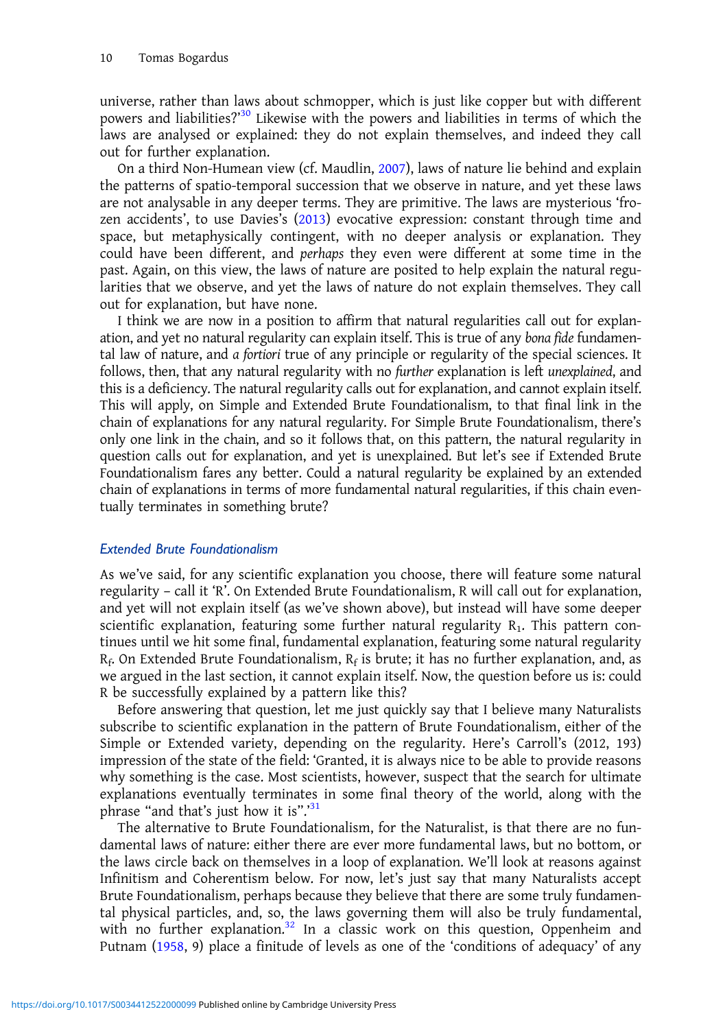universe, rather than laws about schmopper, which is just like copper but with different powers and liabilities?'[30] Likewise with the powers and liabilities in terms of which the laws are analysed or explained: they do not explain themselves, and indeed they call out for further explanation.

On a third Non-Humean view (cf. Maudlin, 2007), laws of nature lie behind and explain the patterns of spatio-temporal succession that we observe in nature, and yet these laws are not analysable in any deeper terms. They are primitive. The laws are mysterious 'frozen accidents', to use Davies's (2013) evocative expression: constant through time and space, but metaphysically contingent, with no deeper analysis or explanation. They could have been different, and *perhaps* they even were different at some time in the past. Again, on this view, the laws of nature are posited to help explain the natural regularities that we observe, and yet the laws of nature do not explain themselves. They call out for explanation, but have none.

I think we are now in a position to affirm that natural regularities call out for explanation, and yet no natural regularity can explain itself. This is true of any *bona fide* fundamental law of nature, and *a fortiori* true of any principle or regularity of the special sciences. It follows, then, that any natural regularity with no *further* explanation is left *unexplained*, and this is a deficiency. The natural regularity calls out for explanation, and cannot explain itself. This will apply, on Simple and Extended Brute Foundationalism, to that final link in the chain of explanations for any natural regularity. For Simple Brute Foundationalism, there's only one link in the chain, and so it follows that, on this pattern, the natural regularity in question calls out for explanation, and yet is unexplained. But let's see if Extended Brute Foundationalism fares any better. Could a natural regularity be explained by an extended chain of explanations in terms of more fundamental natural regularities, if this chain eventually terminates in something brute?

### *Extended Brute Foundationalism*

As we've said, for any scientific explanation you choose, there will feature some natural regularity – call it 'R'. On Extended Brute Foundationalism, R will call out for explanation, and yet will not explain itself (as we've shown above), but instead will have some deeper scientific explanation, featuring some further natural regularity $R_1$. This pattern continues until we hit some final, fundamental explanation, featuring some natural regularity $R_f$. On Extended Brute Foundationalism, $R_f$ is brute; it has no further explanation, and, as we argued in the last section, it cannot explain itself. Now, the question before us is: could R be successfully explained by a pattern like this?

Before answering that question, let me just quickly say that I believe many Naturalists subscribe to scientific explanation in the pattern of Brute Foundationalism, either of the Simple or Extended variety, depending on the regularity. Here's Carroll's (2012, 193) impression of the state of the field: 'Granted, it is always nice to be able to provide reasons why something is the case. Most scientists, however, suspect that the search for ultimate explanations eventually terminates in some final theory of the world, along with the phrase "and that's just how it is".'[31]

The alternative to Brute Foundationalism, for the Naturalist, is that there are no fundamental laws of nature: either there are ever more fundamental laws, but no bottom, or the laws circle back on themselves in a loop of explanation. We'll look at reasons against Infinitism and Coherentism below. For now, let's just say that many Naturalists accept Brute Foundationalism, perhaps because they believe that there are some truly fundamental physical particles, and, so, the laws governing them will also be truly fundamental, with no further explanation.[32] In a classic work on this question, Oppenheim and Putnam (1958, 9) place a finitude of levels as one of the 'conditions of adequacy' of any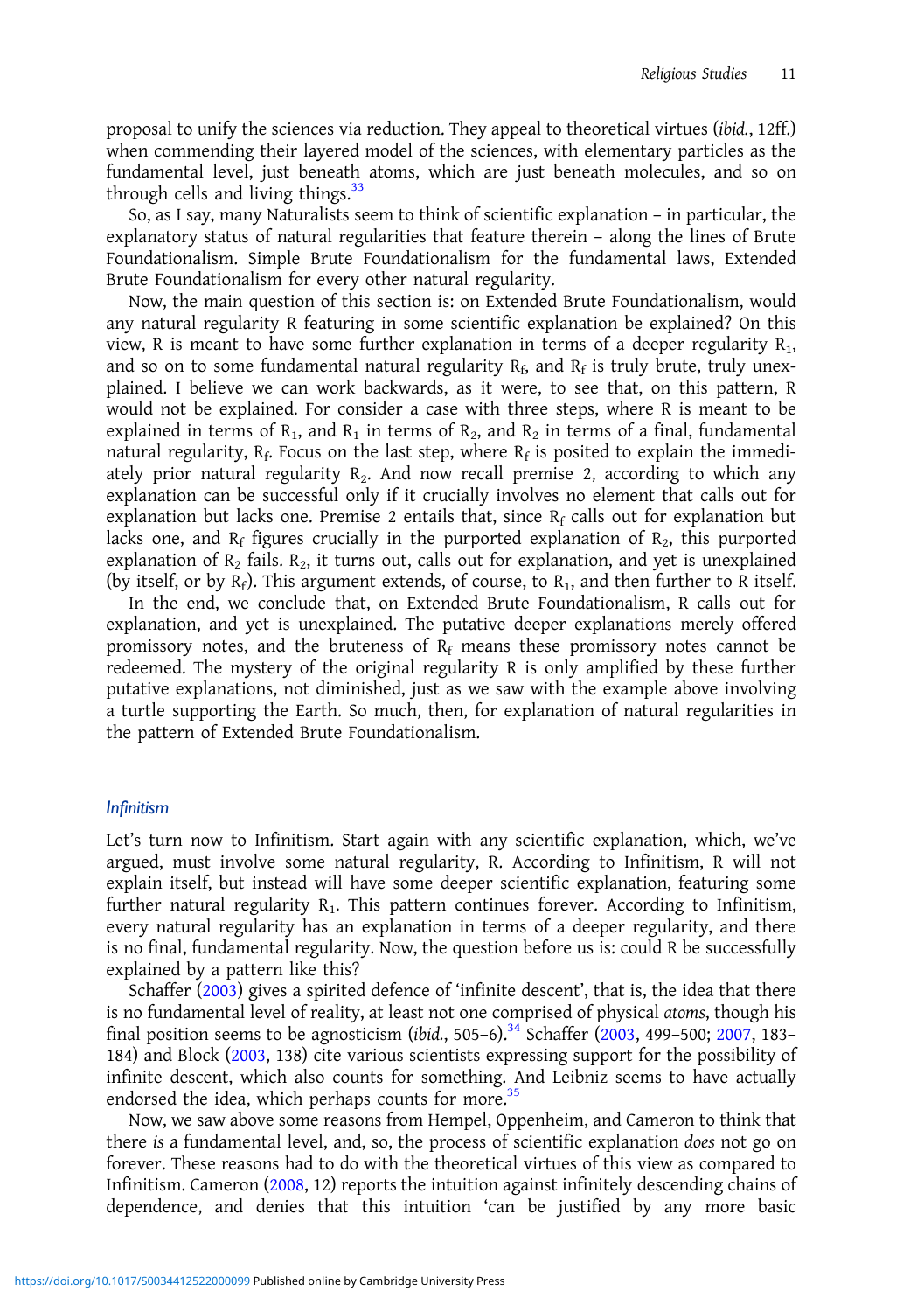proposal to unify the sciences via reduction. They appeal to theoretical virtues (*ibid.*, 12ff.) when commending their layered model of the sciences, with elementary particles as the fundamental level, just beneath atoms, which are just beneath molecules, and so on through cells and living things.[33]

So, as I say, many Naturalists seem to think of scientific explanation – in particular, the explanatory status of natural regularities that feature therein – along the lines of Brute Foundationalism. Simple Brute Foundationalism for the fundamental laws, Extended Brute Foundationalism for every other natural regularity.

Now, the main question of this section is: on Extended Brute Foundationalism, would any natural regularity R featuring in some scientific explanation be explained? On this view, R is meant to have some further explanation in terms of a deeper regularity $R_1$, and so on to some fundamental natural regularity $R_f$, and $R_f$ is truly brute, truly unexplained. I believe we can work backwards, as it were, to see that, on this pattern, R would not be explained. For consider a case with three steps, where R is meant to be explained in terms of $R_1$, and $R_1$ in terms of $R_2$, and $R_2$ in terms of a final, fundamental natural regularity, $R_f$. Focus on the last step, where $R_f$ is posited to explain the immediately prior natural regularity $R_2$. And now recall premise 2, according to which any explanation can be successful only if it crucially involves no element that calls out for explanation but lacks one. Premise 2 entails that, since $R_f$ calls out for explanation but lacks one, and $R_f$ figures crucially in the purported explanation of $R_2$, this purported explanation of $R_2$ fails. $R_2$, it turns out, calls out for explanation, and yet is unexplained (by itself, or by $R_f$). This argument extends, of course, to $R_1$, and then further to R itself.

In the end, we conclude that, on Extended Brute Foundationalism, R calls out for explanation, and yet is unexplained. The putative deeper explanations merely offered promissory notes, and the bruteness of $R_f$ means these promissory notes cannot be redeemed. The mystery of the original regularity R is only amplified by these further putative explanations, not diminished, just as we saw with the example above involving a turtle supporting the Earth. So much, then, for explanation of natural regularities in the pattern of Extended Brute Foundationalism.

### *Infinitism*

Let's turn now to Infinitism. Start again with any scientific explanation, which, we've argued, must involve some natural regularity, R. According to Infinitism, R will not explain itself, but instead will have some deeper scientific explanation, featuring some further natural regularity $R_1$. This pattern continues forever. According to Infinitism, every natural regularity has an explanation in terms of a deeper regularity, and there is no final, fundamental regularity. Now, the question before us is: could R be successfully explained by a pattern like this?

Schaffer (2003) gives a spirited defence of 'infinite descent', that is, the idea that there is no fundamental level of reality, at least not one comprised of physical *atoms*, though his final position seems to be agnosticism (*ibid.*, 505–6).[34] Schaffer (2003, 499–500; 2007, 183–184) and Block (2003, 138) cite various scientists expressing support for the possibility of infinite descent, which also counts for something. And Leibniz seems to have actually endorsed the idea, which perhaps counts for more.[35]

Now, we saw above some reasons from Hempel, Oppenheim, and Cameron to think that there *is* a fundamental level, and, so, the process of scientific explanation *does* not go on forever. These reasons had to do with the theoretical virtues of this view as compared to Infinitism. Cameron (2008, 12) reports the intuition against infinitely descending chains of dependence, and denies that this intuition 'can be justified by any more basic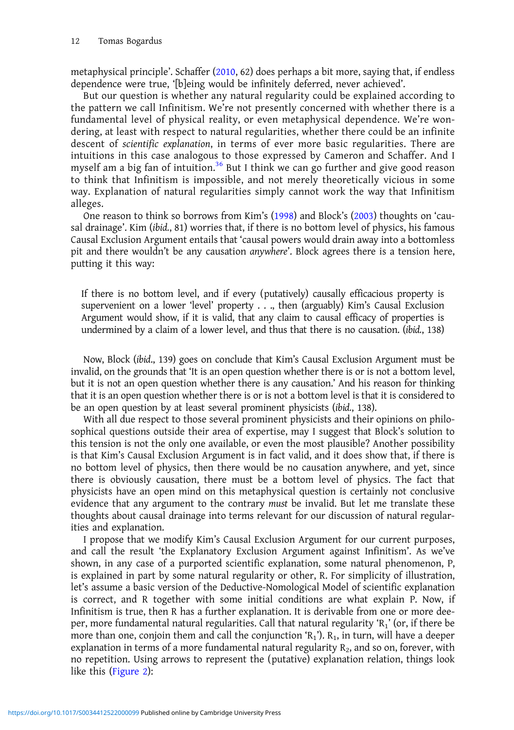metaphysical principle'. Schaffer (2010, 62) does perhaps a bit more, saying that, if endless dependence were true, '[b]eing would be infinitely deferred, never achieved'.

But our question is whether any natural regularity could be explained according to the pattern we call Infinitism. We're not presently concerned with whether there is a fundamental level of physical reality, or even metaphysical dependence. We're wondering, at least with respect to natural regularities, whether there could be an infinite descent of *scientific explanation*, in terms of ever more basic regularities. There are intuitions in this case analogous to those expressed by Cameron and Schaffer. And I myself am a big fan of intuition.[36] But I think we can go further and give good reason to think that Infinitism is impossible, and not merely theoretically vicious in some way. Explanation of natural regularities simply cannot work the way that Infinitism alleges.

One reason to think so borrows from Kim's (1998) and Block's (2003) thoughts on 'causal drainage'. Kim (*ibid.*, 81) worries that, if there is no bottom level of physics, his famous Causal Exclusion Argument entails that 'causal powers would drain away into a bottomless pit and there wouldn't be any causation *anywhere*'. Block agrees there is a tension here, putting it this way:

> If there is no bottom level, and if every (putatively) causally efficacious property is supervenient on a lower 'level' property . . ., then (arguably) Kim's Causal Exclusion Argument would show, if it is valid, that any claim to causal efficacy of properties is undermined by a claim of a lower level, and thus that there is no causation. (*ibid.*, 138)

Now, Block (*ibid.*, 139) goes on conclude that Kim's Causal Exclusion Argument must be invalid, on the grounds that 'It is an open question whether there is or is not a bottom level, but it is not an open question whether there is any causation.' And his reason for thinking that it is an open question whether there is or is not a bottom level is that it is considered to be an open question by at least several prominent physicists (*ibid.*, 138).

With all due respect to those several prominent physicists and their opinions on philosophical questions outside their area of expertise, may I suggest that Block's solution to this tension is not the only one available, or even the most plausible? Another possibility is that Kim's Causal Exclusion Argument is in fact valid, and it does show that, if there is no bottom level of physics, then there would be no causation anywhere, and yet, since there is obviously causation, there must be a bottom level of physics. The fact that physicists have an open mind on this metaphysical question is certainly not conclusive evidence that any argument to the contrary *must* be invalid. But let me translate these thoughts about causal drainage into terms relevant for our discussion of natural regularities and explanation.

I propose that we modify Kim's Causal Exclusion Argument for our current purposes, and call the result 'the Explanatory Exclusion Argument against Infinitism'. As we've shown, in any case of a purported scientific explanation, some natural phenomenon, P, is explained in part by some natural regularity or other, R. For simplicity of illustration, let's assume a basic version of the Deductive-Nomological Model of scientific explanation is correct, and R together with some initial conditions are what explain P. Now, if Infinitism is true, then R has a further explanation. It is derivable from one or more deeper, more fundamental natural regularities. Call that natural regularity '$R_1$' (or, if there be more than one, conjoin them and call the conjunction '$R_1$'). $R_1$, in turn, will have a deeper explanation in terms of a more fundamental natural regularity $R_2$, and so on, forever, with no repetition. Using arrows to represent the (putative) explanation relation, things look like this (Figure 2):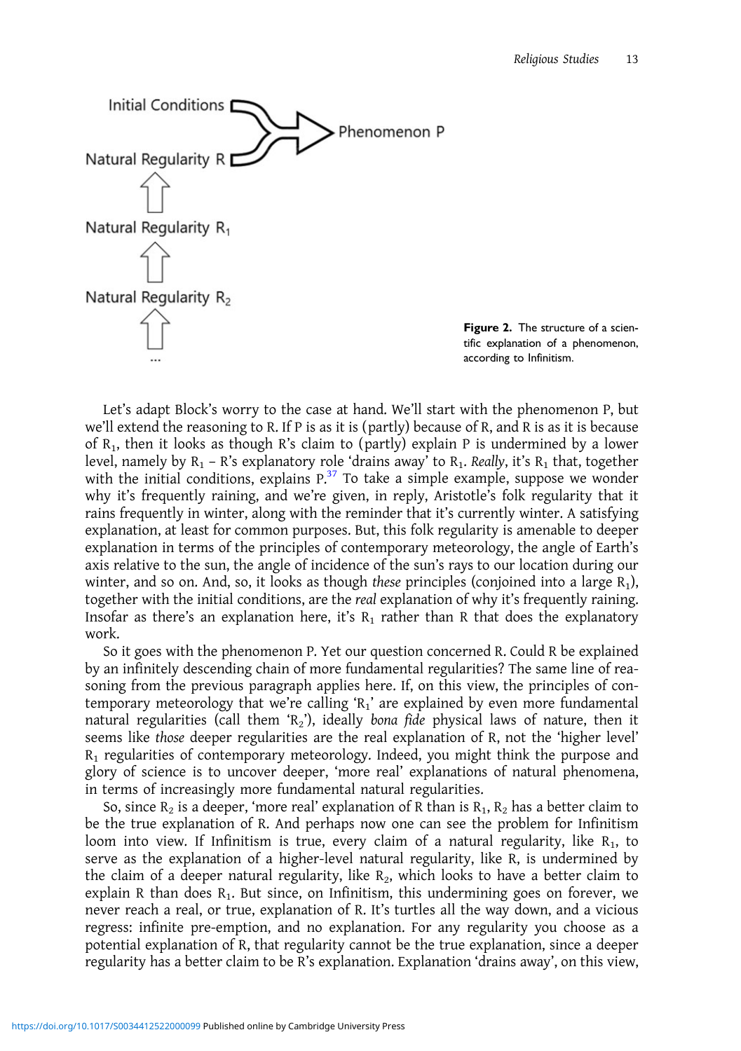Initial Conditions

Natural Regularity R

Phenomenon P

Natural Regularity $R_1$

Natural Regularity $R_2$

...

**Figure 2.** The structure of a scientific explanation of a phenomenon, according to Infinitism.

Let's adapt Block's worry to the case at hand. We'll start with the phenomenon P, but we'll extend the reasoning to R. If P is as it is (partly) because of R, and R is as it is because of $R_1$, then it looks as though R's claim to (partly) explain P is undermined by a lower level, namely by $R_1$ – R's explanatory role 'drains away' to $R_1$. *Really*, it's $R_1$ that, together with the initial conditions, explains P.[37] To take a simple example, suppose we wonder why it's frequently raining, and we're given, in reply, Aristotle's folk regularity that it rains frequently in winter, along with the reminder that it's currently winter. A satisfying explanation, at least for common purposes. But, this folk regularity is amenable to deeper explanation in terms of the principles of contemporary meteorology, the angle of Earth's axis relative to the sun, the angle of incidence of the sun's rays to our location during our winter, and so on. And, so, it looks as though *these* principles (conjoined into a large $R_1$), together with the initial conditions, are the *real* explanation of why it's frequently raining. Insofar as there's an explanation here, it's $R_1$ rather than R that does the explanatory work.

So it goes with the phenomenon P. Yet our question concerned R. Could R be explained by an infinitely descending chain of more fundamental regularities? The same line of reasoning from the previous paragraph applies here. If, on this view, the principles of contemporary meteorology that we're calling '$R_1$' are explained by even more fundamental natural regularities (call them '$R_2$'), ideally *bona fide* physical laws of nature, then it seems like *those* deeper regularities are the real explanation of R, not the 'higher level' $R_1$ regularities of contemporary meteorology. Indeed, you might think the purpose and glory of science is to uncover deeper, 'more real' explanations of natural phenomena, in terms of increasingly more fundamental natural regularities.

So, since $R_2$ is a deeper, 'more real' explanation of R than is $R_1$, $R_2$ has a better claim to be the true explanation of R. And perhaps now one can see the problem for Infinitism loom into view. If Infinitism is true, every claim of a natural regularity, like $R_1$, to serve as the explanation of a higher-level natural regularity, like R, is undermined by the claim of a deeper natural regularity, like $R_2$, which looks to have a better claim to explain R than does $R_1$. But since, on Infinitism, this undermining goes on forever, we never reach a real, or true, explanation of R. It's turtles all the way down, and a vicious regress: infinite pre-emption, and no explanation. For any regularity you choose as a potential explanation of R, that regularity cannot be the true explanation, since a deeper regularity has a better claim to be R's explanation. Explanation 'drains away', on this view,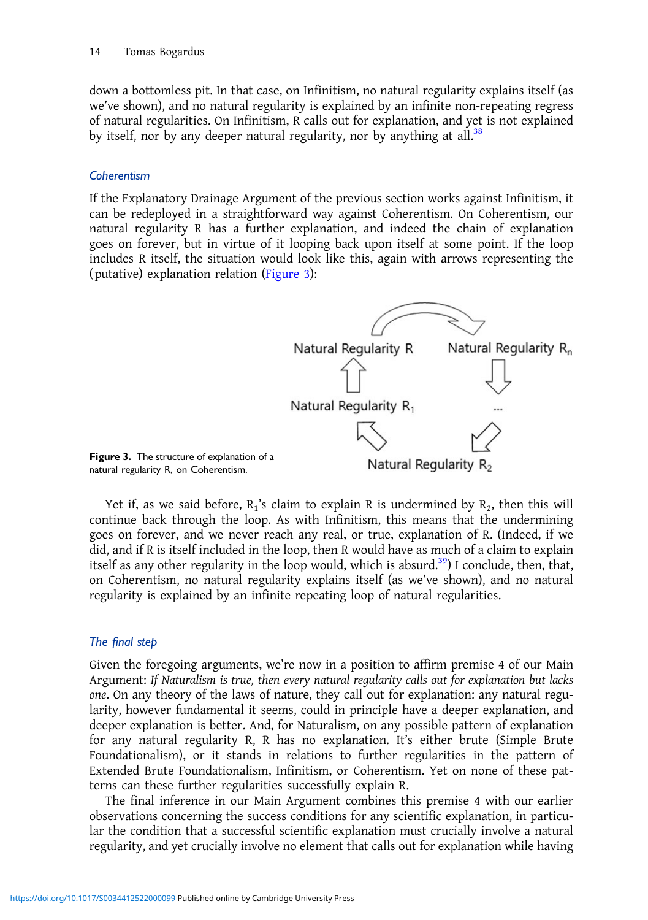down a bottomless pit. In that case, on Infinitism, no natural regularity explains itself (as we've shown), and no natural regularity is explained by an infinite non-repeating regress of natural regularities. On Infinitism, R calls out for explanation, and yet is not explained by itself, nor by any deeper natural regularity, nor by anything at all.[38]

### *Coherentism*

If the Explanatory Drainage Argument of the previous section works against Infinitism, it can be redeployed in a straightforward way against Coherentism. On Coherentism, our natural regularity R has a further explanation, and indeed the chain of explanation goes on forever, but in virtue of it looping back upon itself at some point. If the loop includes R itself, the situation would look like this, again with arrows representing the (putative) explanation relation (Figure 3):

**Figure 3.** The structure of explanation of a natural regularity R, on Coherentism.

Yet if, as we said before, $R_1$'s claim to explain R is undermined by $R_2$, then this will continue back through the loop. As with Infinitism, this means that the undermining goes on forever, and we never reach any real, or true, explanation of R. (Indeed, if we did, and if R is itself included in the loop, then R would have as much of a claim to explain itself as any other regularity in the loop would, which is absurd.[39]) I conclude, then, that, on Coherentism, no natural regularity explains itself (as we've shown), and no natural regularity is explained by an infinite repeating loop of natural regularities.

### *The final step*

Given the foregoing arguments, we're now in a position to affirm premise 4 of our Main Argument: *If Naturalism is true, then every natural regularity calls out for explanation but lacks one*. On any theory of the laws of nature, they call out for explanation: any natural regularity, however fundamental it seems, could in principle have a deeper explanation, and deeper explanation is better. And, for Naturalism, on any possible pattern of explanation for any natural regularity R, R has no explanation. It's either brute (Simple Brute Foundationalism), or it stands in relations to further regularities in the pattern of Extended Brute Foundationalism, Infinitism, or Coherentism. Yet on none of these patterns can these further regularities successfully explain R.

The final inference in our Main Argument combines this premise 4 with our earlier observations concerning the success conditions for any scientific explanation, in particular the condition that a successful scientific explanation must crucially involve a natural regularity, and yet crucially involve no element that calls out for explanation while having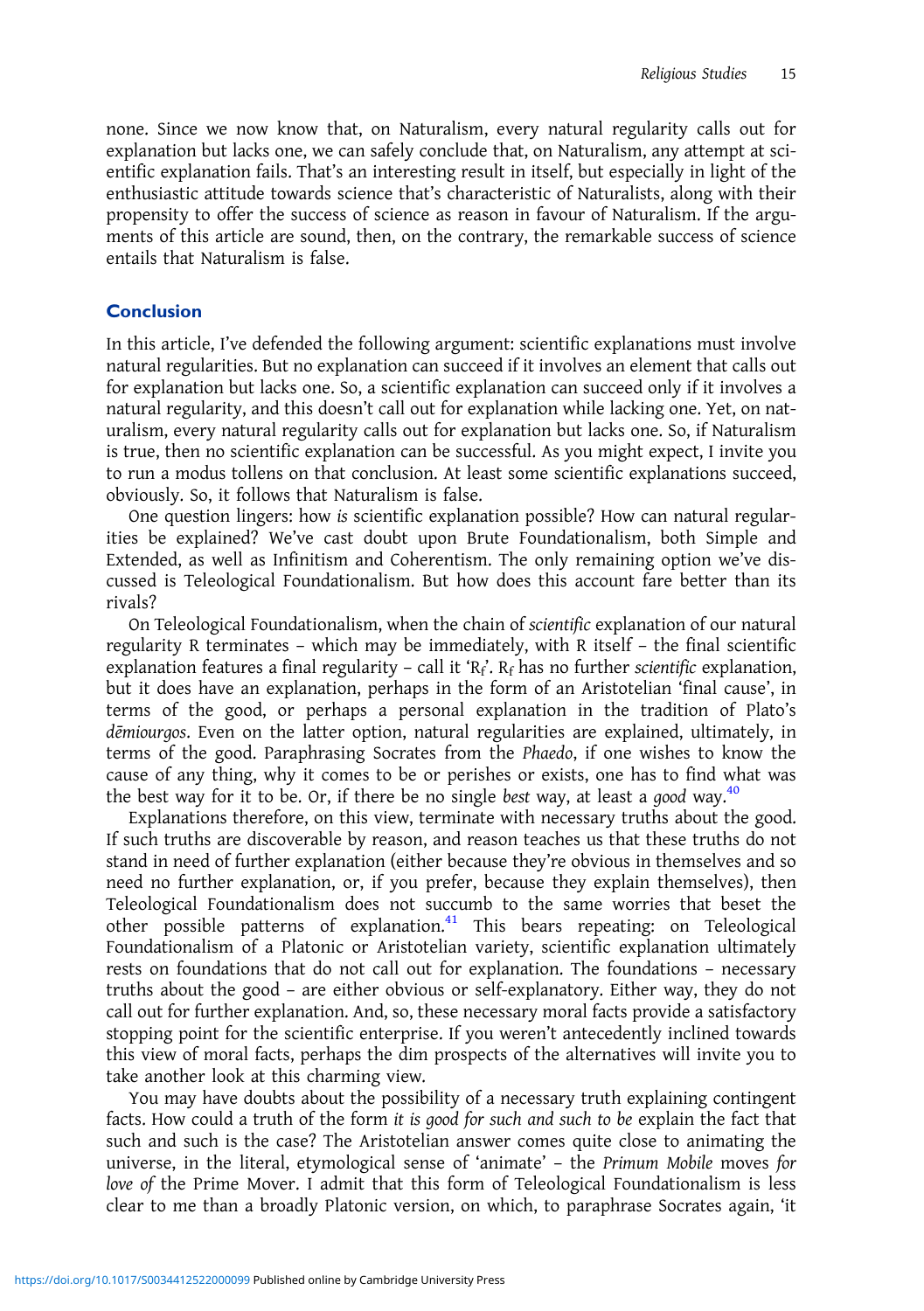none. Since we now know that, on Naturalism, every natural regularity calls out for explanation but lacks one, we can safely conclude that, on Naturalism, any attempt at scientific explanation fails. That's an interesting result in itself, but especially in light of the enthusiastic attitude towards science that's characteristic of Naturalists, along with their propensity to offer the success of science as reason in favour of Naturalism. If the arguments of this article are sound, then, on the contrary, the remarkable success of science entails that Naturalism is false.

## Conclusion

In this article, I've defended the following argument: scientific explanations must involve natural regularities. But no explanation can succeed if it involves an element that calls out for explanation but lacks one. So, a scientific explanation can succeed only if it involves a natural regularity, and this doesn't call out for explanation while lacking one. Yet, on naturalism, every natural regularity calls out for explanation but lacks one. So, if Naturalism is true, then no scientific explanation can be successful. As you might expect, I invite you to run a modus tollens on that conclusion. At least some scientific explanations succeed, obviously. So, it follows that Naturalism is false.

One question lingers: how *is* scientific explanation possible? How can natural regularities be explained? We've cast doubt upon Brute Foundationalism, both Simple and Extended, as well as Infinitism and Coherentism. The only remaining option we've discussed is Teleological Foundationalism. But how does this account fare better than its rivals?

On Teleological Foundationalism, when the chain of *scientific* explanation of our natural regularity R terminates – which may be immediately, with R itself – the final scientific explanation features a final regularity – call it '$R_f$'. $R_f$ has no further *scientific* explanation, but it does have an explanation, perhaps in the form of an Aristotelian 'final cause', in terms of the good, or perhaps a personal explanation in the tradition of Plato's *dēmiourgos*. Even on the latter option, natural regularities are explained, ultimately, in terms of the good. Paraphrasing Socrates from the *Phaedo*, if one wishes to know the cause of any thing, why it comes to be or perishes or exists, one has to find what was the best way for it to be. Or, if there be no single *best* way, at least a *good* way.[40]

Explanations therefore, on this view, terminate with necessary truths about the good. If such truths are discoverable by reason, and reason teaches us that these truths do not stand in need of further explanation (either because they're obvious in themselves and so need no further explanation, or, if you prefer, because they explain themselves), then Teleological Foundationalism does not succumb to the same worries that beset the other possible patterns of explanation.[41] This bears repeating: on Teleological Foundationalism of a Platonic or Aristotelian variety, scientific explanation ultimately rests on foundations that do not call out for explanation. The foundations – necessary truths about the good – are either obvious or self-explanatory. Either way, they do not call out for further explanation. And, so, these necessary moral facts provide a satisfactory stopping point for the scientific enterprise. If you weren't antecedently inclined towards this view of moral facts, perhaps the dim prospects of the alternatives will invite you to take another look at this charming view.

You may have doubts about the possibility of a necessary truth explaining contingent facts. How could a truth of the form *it is good for such and such to be* explain the fact that such and such is the case? The Aristotelian answer comes quite close to animating the universe, in the literal, etymological sense of 'animate' – the *Primum Mobile* moves *for love of* the Prime Mover. I admit that this form of Teleological Foundationalism is less clear to me than a broadly Platonic version, on which, to paraphrase Socrates again, 'it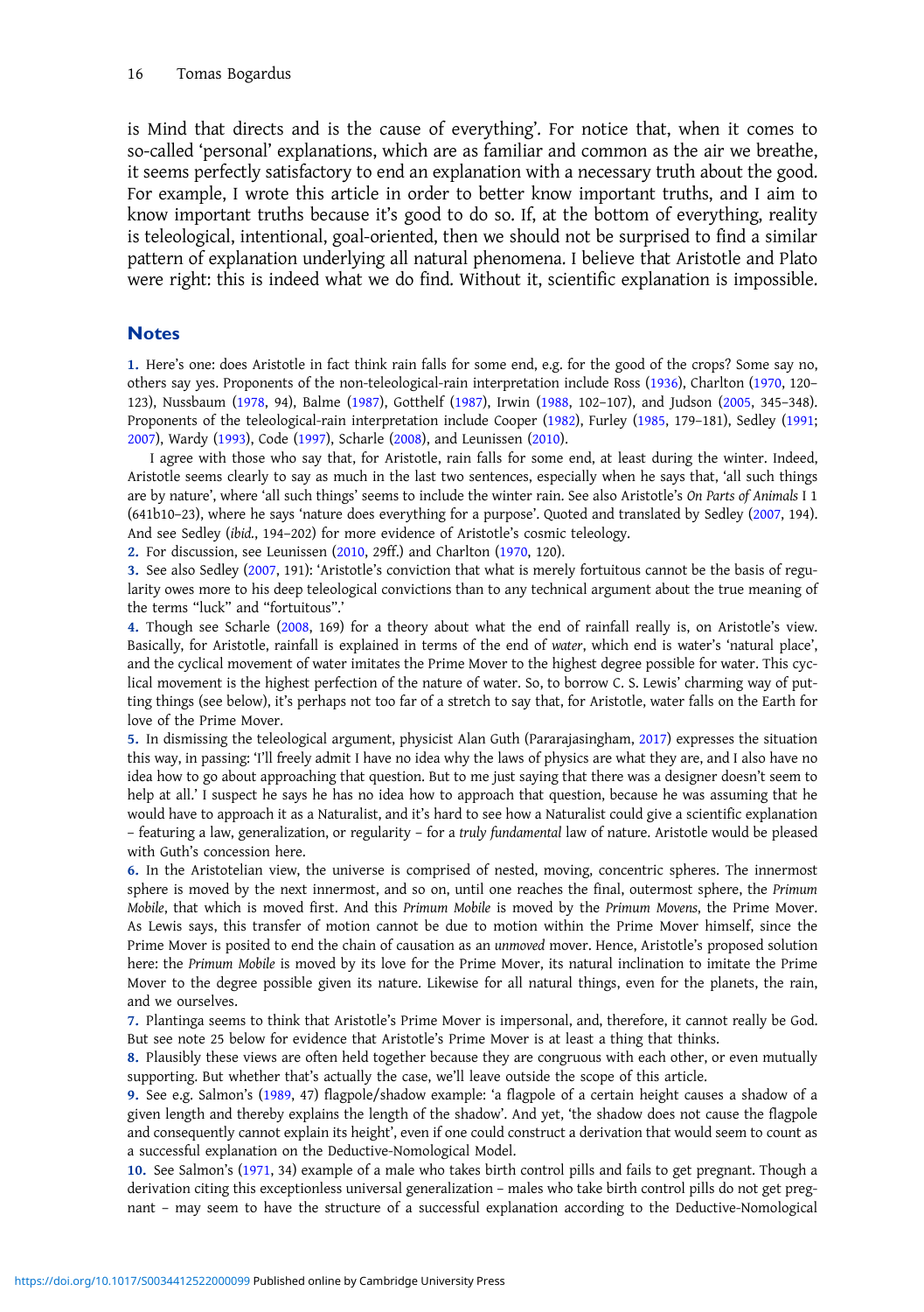is Mind that directs and is the cause of everything'. For notice that, when it comes to so-called 'personal' explanations, which are as familiar and common as the air we breathe, it seems perfectly satisfactory to end an explanation with a necessary truth about the good. For example, I wrote this article in order to better know important truths, and I aim to know important truths because it's good to do so. If, at the bottom of everything, reality is teleological, intentional, goal-oriented, then we should not be surprised to find a similar pattern of explanation underlying all natural phenomena. I believe that Aristotle and Plato were right: this is indeed what we do find. Without it, scientific explanation is impossible.

## Notes

1. Here's one: does Aristotle in fact think rain falls for some end, e.g. for the good of the crops? Some say no, others say yes. Proponents of the non-teleological-rain interpretation include Ross (1936), Charlton (1970, 120–123), Nussbaum (1978, 94), Balme (1987), Gotthelf (1987), Irwin (1988, 102–107), and Judson (2005, 345–348). Proponents of the teleological-rain interpretation include Cooper (1982), Furley (1985, 179–181), Sedley (1991; 2007), Wardy (1993), Code (1997), Scharle (2008), and Leunissen (2010).

   I agree with those who say that, for Aristotle, rain falls for some end, at least during the winter. Indeed, Aristotle seems clearly to say as much in the last two sentences, especially when he says that, 'all such things are by nature', where 'all such things' seems to include the winter rain. See also Aristotle's *On Parts of Animals* I 1 (641b10–23), where he says 'nature does everything for a purpose'. Quoted and translated by Sedley (2007, 194). And see Sedley (*ibid.*, 194–202) for more evidence of Aristotle's cosmic teleology.

2. For discussion, see Leunissen (2010, 29ff.) and Charlton (1970, 120).

3. See also Sedley (2007, 191): 'Aristotle's conviction that what is merely fortuitous cannot be the basis of regularity owes more to his deep teleological convictions than to any technical argument about the true meaning of the terms "luck" and "fortuitous".'

4. Though see Scharle (2008, 169) for a theory about what the end of rainfall really is, on Aristotle's view. Basically, for Aristotle, rainfall is explained in terms of the end of *water*, which end is water's 'natural place', and the cyclical movement of water imitates the Prime Mover to the highest degree possible for water. This cyclical movement is the highest perfection of the nature of water. So, to borrow C. S. Lewis' charming way of putting things (see below), it's perhaps not too far of a stretch to say that, for Aristotle, water falls on the Earth for love of the Prime Mover.

5. In dismissing the teleological argument, physicist Alan Guth (Pararajasingham, 2017) expresses the situation this way, in passing: 'I'll freely admit I have no idea why the laws of physics are what they are, and I also have no idea how to go about approaching that question. But to me just saying that there was a designer doesn't seem to help at all.' I suspect he says he has no idea how to approach that question, because he was assuming that he would have to approach it as a Naturalist, and it's hard to see how a Naturalist could give a scientific explanation – featuring a law, generalization, or regularity – for a *truly fundamental* law of nature. Aristotle would be pleased with Guth's concession here.

6. In the Aristotelian view, the universe is comprised of nested, moving, concentric spheres. The innermost sphere is moved by the next innermost, and so on, until one reaches the final, outermost sphere, the *Primum Mobile*, that which is moved first. And this *Primum Mobile* is moved by the *Primum Movens*, the Prime Mover. As Lewis says, this transfer of motion cannot be due to motion within the Prime Mover himself, since the Prime Mover is posited to end the chain of causation as an *unmoved* mover. Hence, Aristotle's proposed solution here: the *Primum Mobile* is moved by its love for the Prime Mover, its natural inclination to imitate the Prime Mover to the degree possible given its nature. Likewise for all natural things, even for the planets, the rain, and we ourselves.

7. Plantinga seems to think that Aristotle's Prime Mover is impersonal, and, therefore, it cannot really be God. But see note 25 below for evidence that Aristotle's Prime Mover is at least a thing that thinks.

8. Plausibly these views are often held together because they are congruous with each other, or even mutually supporting. But whether that's actually the case, we'll leave outside the scope of this article.

9. See e.g. Salmon's (1989, 47) flagpole/shadow example: 'a flagpole of a certain height causes a shadow of a given length and thereby explains the length of the shadow'. And yet, 'the shadow does not cause the flagpole and consequently cannot explain its height', even if one could construct a derivation that would seem to count as a successful explanation on the Deductive-Nomological Model.

10. See Salmon's (1971, 34) example of a male who takes birth control pills and fails to get pregnant. Though a derivation citing this exceptionless universal generalization – males who take birth control pills do not get pregnant – may seem to have the structure of a successful explanation according to the Deductive-Nomological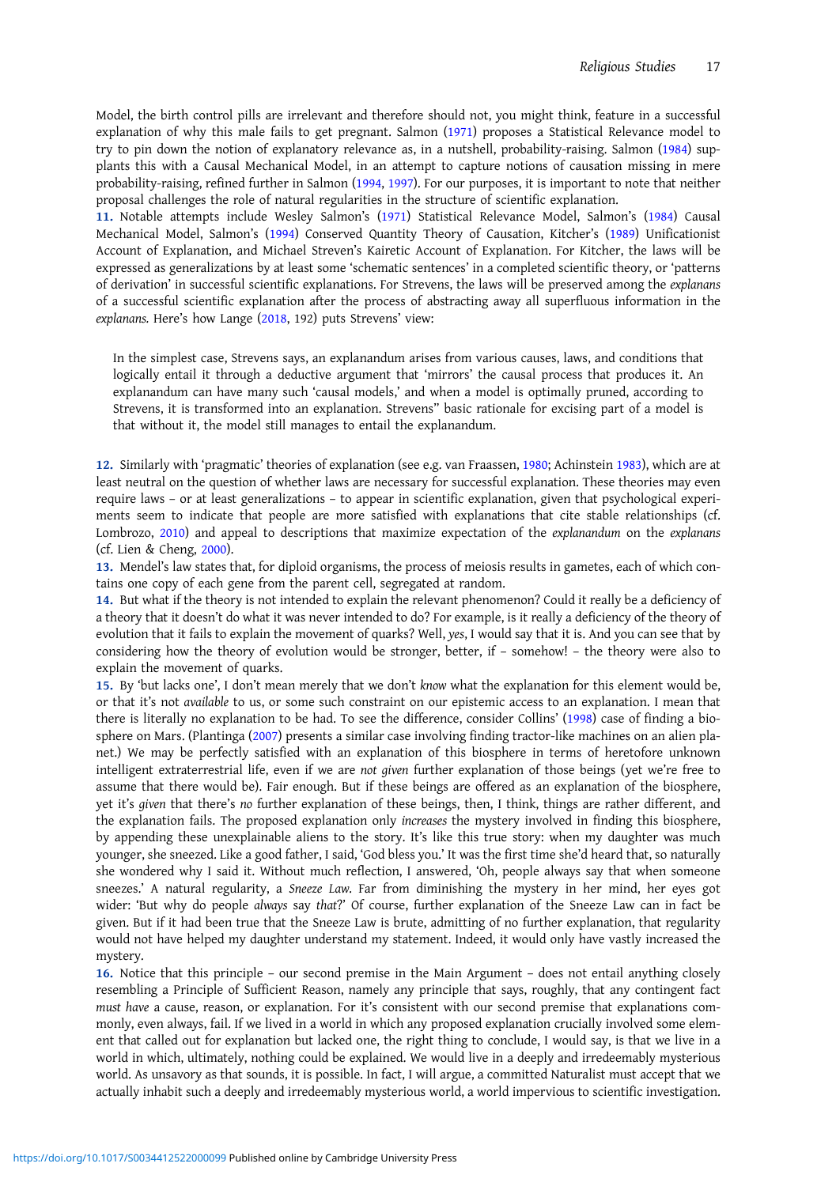Model, the birth control pills are irrelevant and therefore should not, you might think, feature in a successful explanation of why this male fails to get pregnant. Salmon (1971) proposes a Statistical Relevance model to try to pin down the notion of explanatory relevance as, in a nutshell, probability-raising. Salmon (1984) supplants this with a Causal Mechanical Model, in an attempt to capture notions of causation missing in mere probability-raising, refined further in Salmon (1994, 1997). For our purposes, it is important to note that neither proposal challenges the role of natural regularities in the structure of scientific explanation.

**11.** Notable attempts include Wesley Salmon's (1971) Statistical Relevance Model, Salmon's (1984) Causal Mechanical Model, Salmon's (1994) Conserved Quantity Theory of Causation, Kitcher's (1989) Unificationist Account of Explanation, and Michael Streven's Kairetic Account of Explanation. For Kitcher, the laws will be expressed as generalizations by at least some 'schematic sentences' in a completed scientific theory, or 'patterns of derivation' in successful scientific explanations. For Strevens, the laws will be preserved among the *explanans* of a successful scientific explanation after the process of abstracting away all superfluous information in the *explanans.* Here's how Lange (2018, 192) puts Strevens' view:

> In the simplest case, Strevens says, an explanandum arises from various causes, laws, and conditions that logically entail it through a deductive argument that 'mirrors' the causal process that produces it. An explanandum can have many such 'causal models,' and when a model is optimally pruned, according to Strevens, it is transformed into an explanation. Strevens'' basic rationale for excising part of a model is that without it, the model still manages to entail the explanandum.

**12.** Similarly with 'pragmatic' theories of explanation (see e.g. van Fraassen, 1980; Achinstein 1983), which are at least neutral on the question of whether laws are necessary for successful explanation. These theories may even require laws – or at least generalizations – to appear in scientific explanation, given that psychological experiments seem to indicate that people are more satisfied with explanations that cite stable relationships (cf. Lombrozo, 2010) and appeal to descriptions that maximize expectation of the *explanandum* on the *explanans* (cf. Lien & Cheng, 2000).

**13.** Mendel's law states that, for diploid organisms, the process of meiosis results in gametes, each of which contains one copy of each gene from the parent cell, segregated at random.

**14.** But what if the theory is not intended to explain the relevant phenomenon? Could it really be a deficiency of a theory that it doesn't do what it was never intended to do? For example, is it really a deficiency of the theory of evolution that it fails to explain the movement of quarks? Well, *yes*, I would say that it is. And you can see that by considering how the theory of evolution would be stronger, better, if – somehow! – the theory were also to explain the movement of quarks.

**15.** By 'but lacks one', I don't mean merely that we don't *know* what the explanation for this element would be, or that it's not *available* to us, or some such constraint on our epistemic access to an explanation. I mean that there is literally no explanation to be had. To see the difference, consider Collins' (1998) case of finding a biosphere on Mars. (Plantinga (2007) presents a similar case involving finding tractor-like machines on an alien planet.) We may be perfectly satisfied with an explanation of this biosphere in terms of heretofore unknown intelligent extraterrestrial life, even if we are *not given* further explanation of those beings (yet we're free to assume that there would be). Fair enough. But if these beings are offered as an explanation of the biosphere, yet it's *given* that there's *no* further explanation of these beings, then, I think, things are rather different, and the explanation fails. The proposed explanation only *increases* the mystery involved in finding this biosphere, by appending these unexplainable aliens to the story. It's like this true story: when my daughter was much younger, she sneezed. Like a good father, I said, 'God bless you.' It was the first time she'd heard that, so naturally she wondered why I said it. Without much reflection, I answered, 'Oh, people always say that when someone sneezes.' A natural regularity, a *Sneeze Law.* Far from diminishing the mystery in her mind, her eyes got wider: 'But why do people *always* say *that*?' Of course, further explanation of the Sneeze Law can in fact be given. But if it had been true that the Sneeze Law is brute, admitting of no further explanation, that regularity would not have helped my daughter understand my statement. Indeed, it would only have vastly increased the mystery.

**16.** Notice that this principle – our second premise in the Main Argument – does not entail anything closely resembling a Principle of Sufficient Reason, namely any principle that says, roughly, that any contingent fact *must have* a cause, reason, or explanation. For it's consistent with our second premise that explanations commonly, even always, fail. If we lived in a world in which any proposed explanation crucially involved some element that called out for explanation but lacked one, the right thing to conclude, I would say, is that we live in a world in which, ultimately, nothing could be explained. We would live in a deeply and irredeemably mysterious world. As unsavory as that sounds, it is possible. In fact, I will argue, a committed Naturalist must accept that we actually inhabit such a deeply and irredeemably mysterious world, a world impervious to scientific investigation.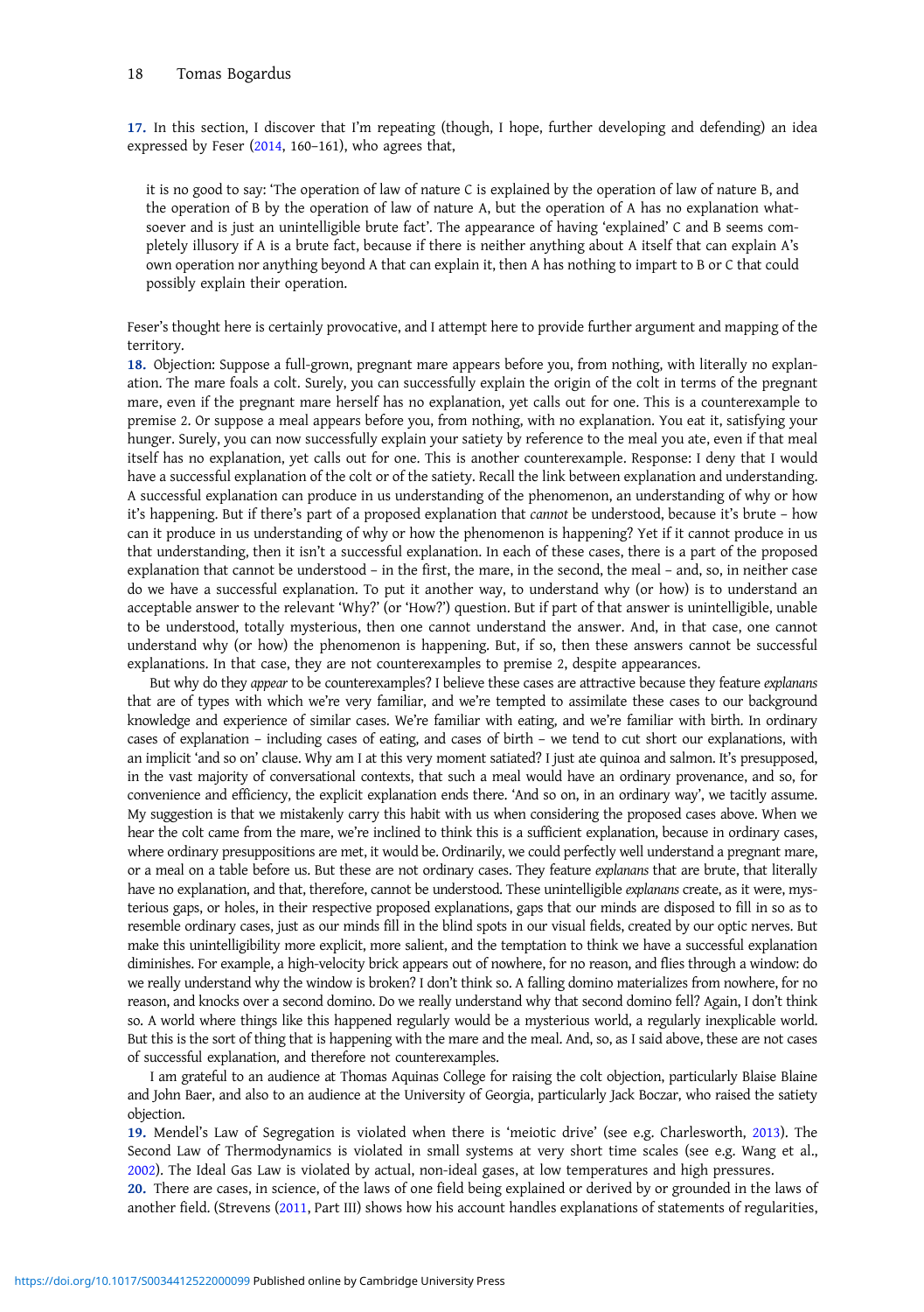**17.** In this section, I discover that I'm repeating (though, I hope, further developing and defending) an idea expressed by Feser (2014, 160–161), who agrees that,

> it is no good to say: 'The operation of law of nature C is explained by the operation of law of nature B, and the operation of B by the operation of law of nature A, but the operation of A has no explanation whatsoever and is just an unintelligible brute fact'. The appearance of having 'explained' C and B seems completely illusory if A is a brute fact, because if there is neither anything about A itself that can explain A's own operation nor anything beyond A that can explain it, then A has nothing to impart to B or C that could possibly explain their operation.

Feser's thought here is certainly provocative, and I attempt here to provide further argument and mapping of the territory.

**18.** Objection: Suppose a full-grown, pregnant mare appears before you, from nothing, with literally no explanation. The mare foals a colt. Surely, you can successfully explain the origin of the colt in terms of the pregnant mare, even if the pregnant mare herself has no explanation, yet calls out for one. This is a counterexample to premise 2. Or suppose a meal appears before you, from nothing, with no explanation. You eat it, satisfying your hunger. Surely, you can now successfully explain your satiety by reference to the meal you ate, even if that meal itself has no explanation, yet calls out for one. This is another counterexample. Response: I deny that I would have a successful explanation of the colt or of the satiety. Recall the link between explanation and understanding. A successful explanation can produce in us understanding of the phenomenon, an understanding of why or how it's happening. But if there's part of a proposed explanation that *cannot* be understood, because it's brute – how can it produce in us understanding of why or how the phenomenon is happening? Yet if it cannot produce in us that understanding, then it isn't a successful explanation. In each of these cases, there is a part of the proposed explanation that cannot be understood – in the first, the mare, in the second, the meal – and, so, in neither case do we have a successful explanation. To put it another way, to understand why (or how) is to understand an acceptable answer to the relevant 'Why?' (or 'How?') question. But if part of that answer is unintelligible, unable to be understood, totally mysterious, then one cannot understand the answer. And, in that case, one cannot understand why (or how) the phenomenon is happening. But, if so, then these answers cannot be successful explanations. In that case, they are not counterexamples to premise 2, despite appearances.

But why do they *appear* to be counterexamples? I believe these cases are attractive because they feature *explanans* that are of types with which we're very familiar, and we're tempted to assimilate these cases to our background knowledge and experience of similar cases. We're familiar with eating, and we're familiar with birth. In ordinary cases of explanation – including cases of eating, and cases of birth – we tend to cut short our explanations, with an implicit 'and so on' clause. Why am I at this very moment satiated? I just ate quinoa and salmon. It's presupposed, in the vast majority of conversational contexts, that such a meal would have an ordinary provenance, and so, for convenience and efficiency, the explicit explanation ends there. 'And so on, in an ordinary way', we tacitly assume. My suggestion is that we mistakenly carry this habit with us when considering the proposed cases above. When we hear the colt came from the mare, we're inclined to think this is a sufficient explanation, because in ordinary cases, where ordinary presuppositions are met, it would be. Ordinarily, we could perfectly well understand a pregnant mare, or a meal on a table before us. But these are not ordinary cases. They feature *explanans* that are brute, that literally have no explanation, and that, therefore, cannot be understood. These unintelligible *explanans* create, as it were, mysterious gaps, or holes, in their respective proposed explanations, gaps that our minds are disposed to fill in so as to resemble ordinary cases, just as our minds fill in the blind spots in our visual fields, created by our optic nerves. But make this unintelligibility more explicit, more salient, and the temptation to think we have a successful explanation diminishes. For example, a high-velocity brick appears out of nowhere, for no reason, and flies through a window: do we really understand why the window is broken? I don't think so. A falling domino materializes from nowhere, for no reason, and knocks over a second domino. Do we really understand why that second domino fell? Again, I don't think so. A world where things like this happened regularly would be a mysterious world, a regularly inexplicable world. But this is the sort of thing that is happening with the mare and the meal. And, so, as I said above, these are not cases of successful explanation, and therefore not counterexamples.

I am grateful to an audience at Thomas Aquinas College for raising the colt objection, particularly Blaise Blaine and John Baer, and also to an audience at the University of Georgia, particularly Jack Boczar, who raised the satiety objection.

**19.** Mendel's Law of Segregation is violated when there is 'meiotic drive' (see e.g. Charlesworth, 2013). The Second Law of Thermodynamics is violated in small systems at very short time scales (see e.g. Wang et al., 2002). The Ideal Gas Law is violated by actual, non-ideal gases, at low temperatures and high pressures.

**20.** There are cases, in science, of the laws of one field being explained or derived by or grounded in the laws of another field. (Strevens (2011, Part III) shows how his account handles explanations of statements of regularities,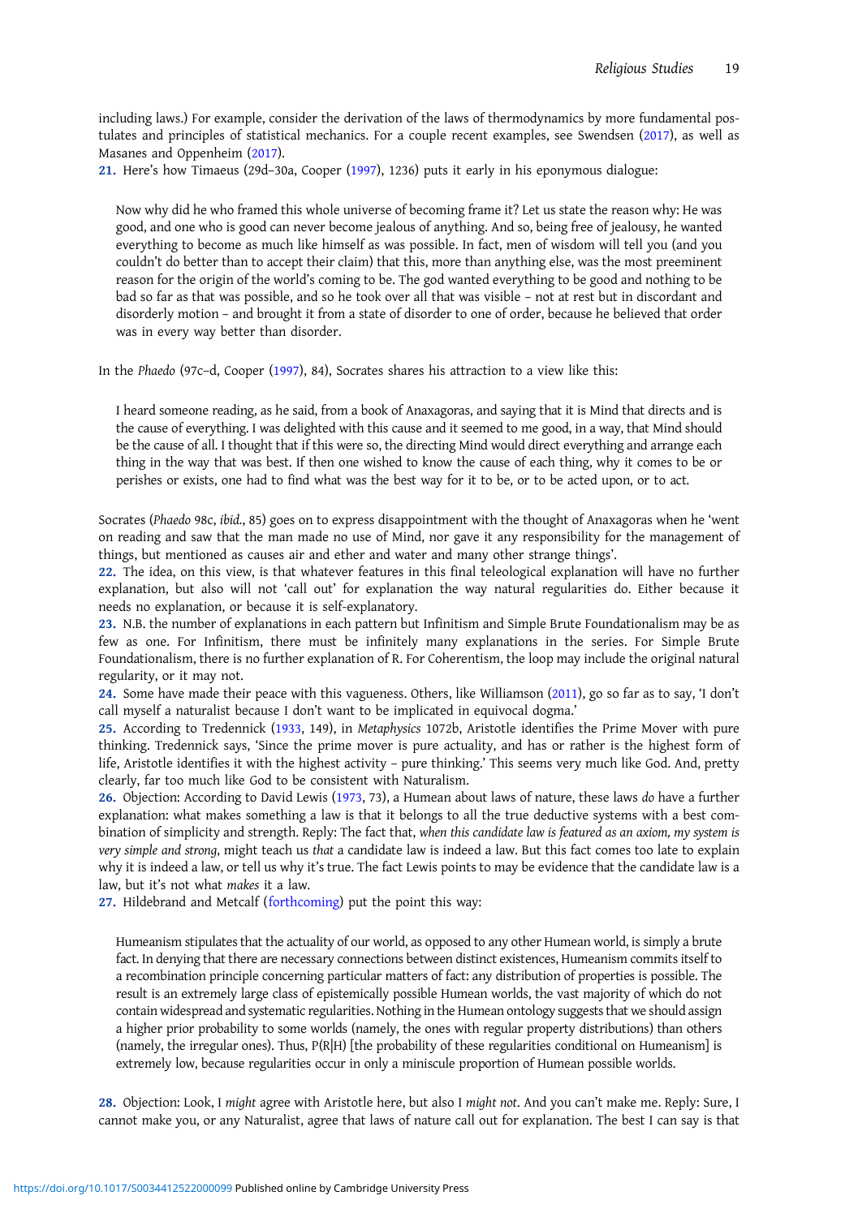including laws.) For example, consider the derivation of the laws of thermodynamics by more fundamental postulates and principles of statistical mechanics. For a couple recent examples, see Swendsen (2017), as well as Masanes and Oppenheim (2017).

21. Here's how Timaeus (29d–30a, Cooper (1997), 1236) puts it early in his eponymous dialogue:

> Now why did he who framed this whole universe of becoming frame it? Let us state the reason why: He was good, and one who is good can never become jealous of anything. And so, being free of jealousy, he wanted everything to become as much like himself as was possible. In fact, men of wisdom will tell you (and you couldn't do better than to accept their claim) that this, more than anything else, was the most preeminent reason for the origin of the world's coming to be. The god wanted everything to be good and nothing to be bad so far as that was possible, and so he took over all that was visible – not at rest but in discordant and disorderly motion – and brought it from a state of disorder to one of order, because he believed that order was in every way better than disorder.

In the *Phaedo* (97c–d, Cooper (1997), 84), Socrates shares his attraction to a view like this:

> I heard someone reading, as he said, from a book of Anaxagoras, and saying that it is Mind that directs and is the cause of everything. I was delighted with this cause and it seemed to me good, in a way, that Mind should be the cause of all. I thought that if this were so, the directing Mind would direct everything and arrange each thing in the way that was best. If then one wished to know the cause of each thing, why it comes to be or perishes or exists, one had to find what was the best way for it to be, or to be acted upon, or to act.

Socrates (*Phaedo* 98c, *ibid.*, 85) goes on to express disappointment with the thought of Anaxagoras when he 'went on reading and saw that the man made no use of Mind, nor gave it any responsibility for the management of things, but mentioned as causes air and ether and water and many other strange things'.

22. The idea, on this view, is that whatever features in this final teleological explanation will have no further explanation, but also will not 'call out' for explanation the way natural regularities do. Either because it needs no explanation, or because it is self-explanatory.

23. N.B. the number of explanations in each pattern but Infinitism and Simple Brute Foundationalism may be as few as one. For Infinitism, there must be infinitely many explanations in the series. For Simple Brute Foundationalism, there is no further explanation of R. For Coherentism, the loop may include the original natural regularity, or it may not.

24. Some have made their peace with this vagueness. Others, like Williamson (2011), go so far as to say, 'I don't call myself a naturalist because I don't want to be implicated in equivocal dogma.'

25. According to Tredennick (1933, 149), in *Metaphysics* 1072b, Aristotle identifies the Prime Mover with pure thinking. Tredennick says, 'Since the prime mover is pure actuality, and has or rather is the highest form of life, Aristotle identifies it with the highest activity – pure thinking.' This seems very much like God. And, pretty clearly, far too much like God to be consistent with Naturalism.

26. Objection: According to David Lewis (1973, 73), a Humean about laws of nature, these laws *do* have a further explanation: what makes something a law is that it belongs to all the true deductive systems with a best combination of simplicity and strength. Reply: The fact that, *when this candidate law is featured as an axiom, my system is very simple and strong*, might teach us *that* a candidate law is indeed a law. But this fact comes too late to explain why it is indeed a law, or tell us why it's true. The fact Lewis points to may be evidence that the candidate law is a law, but it's not what *makes* it a law.

27. Hildebrand and Metcalf (forthcoming) put the point this way:

> Humeanism stipulates that the actuality of our world, as opposed to any other Humean world, is simply a brute fact. In denying that there are necessary connections between distinct existences, Humeanism commits itself to a recombination principle concerning particular matters of fact: any distribution of properties is possible. The result is an extremely large class of epistemically possible Humean worlds, the vast majority of which do not contain widespread and systematic regularities. Nothing in the Humean ontology suggests that we should assign a higher prior probability to some worlds (namely, the ones with regular property distributions) than others (namely, the irregular ones). Thus, P(R|H) [the probability of these regularities conditional on Humeanism] is extremely low, because regularities occur in only a miniscule proportion of Humean possible worlds.

28. Objection: Look, I *might* agree with Aristotle here, but also I *might not*. And you can't make me. Reply: Sure, I cannot make you, or any Naturalist, agree that laws of nature call out for explanation. The best I can say is that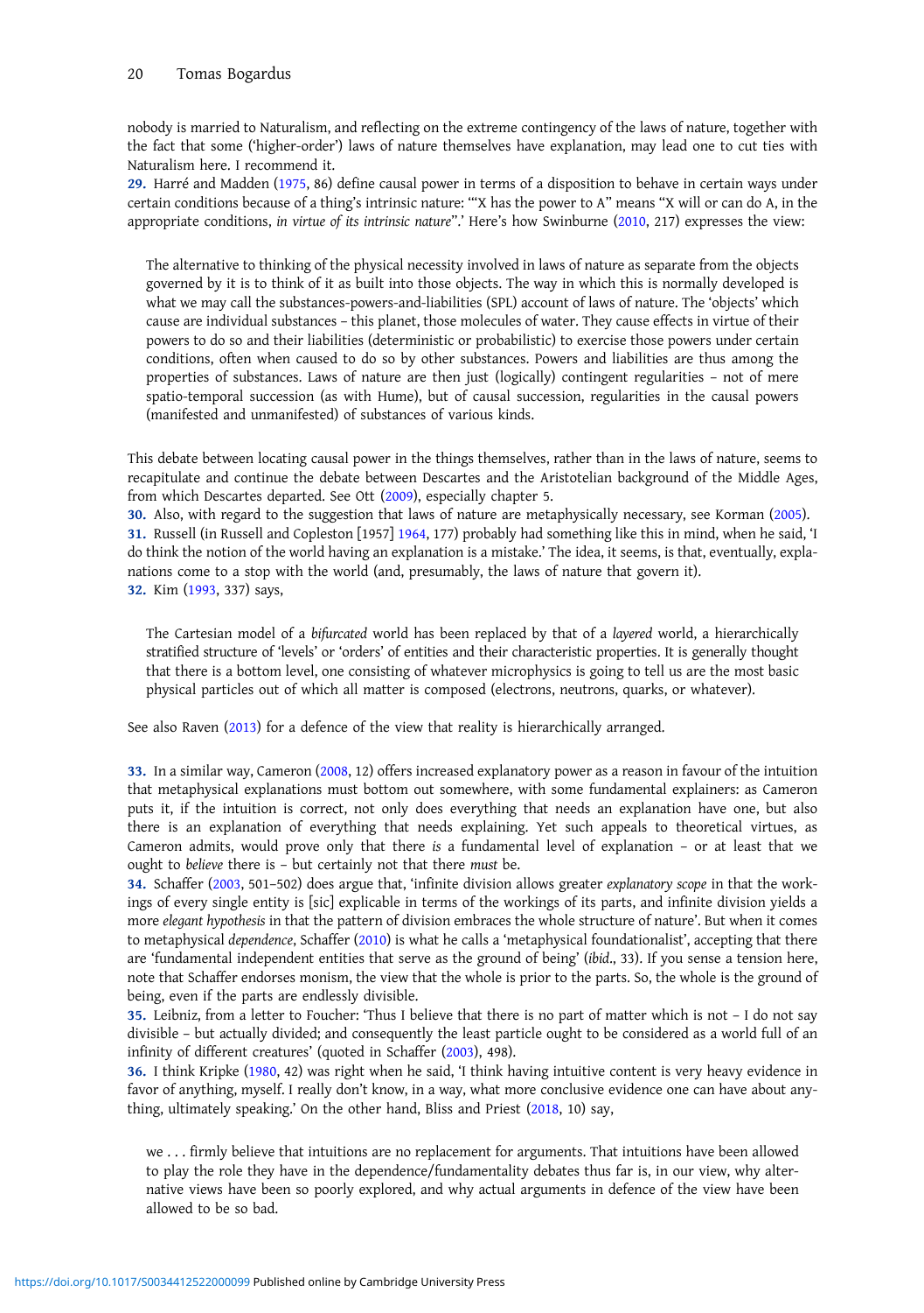nobody is married to Naturalism, and reflecting on the extreme contingency of the laws of nature, together with the fact that some ('higher-order') laws of nature themselves have explanation, may lead one to cut ties with Naturalism here. I recommend it.

29. Harré and Madden (1975, 86) define causal power in terms of a disposition to behave in certain ways under certain conditions because of a thing's intrinsic nature: '"X has the power to A" means "X will or can do A, in the appropriate conditions, *in virtue of its intrinsic nature*".' Here's how Swinburne (2010, 217) expresses the view:

> The alternative to thinking of the physical necessity involved in laws of nature as separate from the objects governed by it is to think of it as built into those objects. The way in which this is normally developed is what we may call the substances-powers-and-liabilities (SPL) account of laws of nature. The 'objects' which cause are individual substances – this planet, those molecules of water. They cause effects in virtue of their powers to do so and their liabilities (deterministic or probabilistic) to exercise those powers under certain conditions, often when caused to do so by other substances. Powers and liabilities are thus among the properties of substances. Laws of nature are then just (logically) contingent regularities – not of mere spatio-temporal succession (as with Hume), but of causal succession, regularities in the causal powers (manifested and unmanifested) of substances of various kinds.

This debate between locating causal power in the things themselves, rather than in the laws of nature, seems to recapitulate and continue the debate between Descartes and the Aristotelian background of the Middle Ages, from which Descartes departed. See Ott (2009), especially chapter 5.

30. Also, with regard to the suggestion that laws of nature are metaphysically necessary, see Korman (2005).

31. Russell (in Russell and Copleston [1957] 1964, 177) probably had something like this in mind, when he said, 'I do think the notion of the world having an explanation is a mistake.' The idea, it seems, is that, eventually, explanations come to a stop with the world (and, presumably, the laws of nature that govern it).

32. Kim (1993, 337) says,

> The Cartesian model of a *bifurcated* world has been replaced by that of a *layered* world, a hierarchically stratified structure of 'levels' or 'orders' of entities and their characteristic properties. It is generally thought that there is a bottom level, one consisting of whatever microphysics is going to tell us are the most basic physical particles out of which all matter is composed (electrons, neutrons, quarks, or whatever).

See also Raven (2013) for a defence of the view that reality is hierarchically arranged.

33. In a similar way, Cameron (2008, 12) offers increased explanatory power as a reason in favour of the intuition that metaphysical explanations must bottom out somewhere, with some fundamental explainers: as Cameron puts it, if the intuition is correct, not only does everything that needs an explanation have one, but also there is an explanation of everything that needs explaining. Yet such appeals to theoretical virtues, as Cameron admits, would prove only that there *is* a fundamental level of explanation – or at least that we ought to *believe* there is – but certainly not that there *must* be.

34. Schaffer (2003, 501–502) does argue that, 'infinite division allows greater *explanatory scope* in that the workings of every single entity is [sic] explicable in terms of the workings of its parts, and infinite division yields a more *elegant hypothesis* in that the pattern of division embraces the whole structure of nature'. But when it comes to metaphysical *dependence*, Schaffer (2010) is what he calls a 'metaphysical foundationalist', accepting that there are 'fundamental independent entities that serve as the ground of being' (*ibid*., 33). If you sense a tension here, note that Schaffer endorses monism, the view that the whole is prior to the parts. So, the whole is the ground of being, even if the parts are endlessly divisible.

35. Leibniz, from a letter to Foucher: 'Thus I believe that there is no part of matter which is not – I do not say divisible – but actually divided; and consequently the least particle ought to be considered as a world full of an infinity of different creatures' (quoted in Schaffer (2003), 498).

36. I think Kripke (1980, 42) was right when he said, 'I think having intuitive content is very heavy evidence in favor of anything, myself. I really don't know, in a way, what more conclusive evidence one can have about anything, ultimately speaking.' On the other hand, Bliss and Priest (2018, 10) say,

> we . . . firmly believe that intuitions are no replacement for arguments. That intuitions have been allowed to play the role they have in the dependence/fundamentality debates thus far is, in our view, why alternative views have been so poorly explored, and why actual arguments in defence of the view have been allowed to be so bad.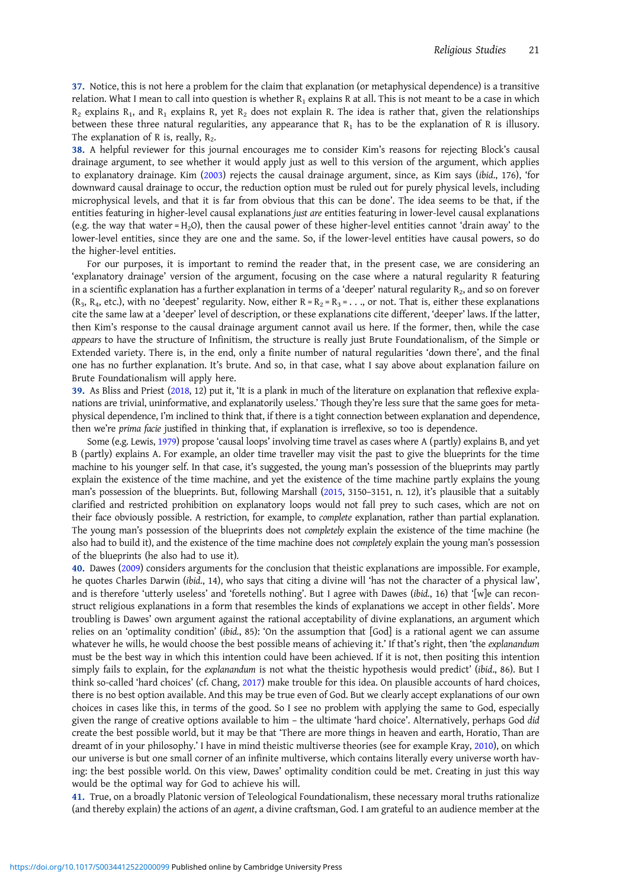37. Notice, this is not here a problem for the claim that explanation (or metaphysical dependence) is a transitive relation. What I mean to call into question is whether $R_1$ explains R at all. This is not meant to be a case in which $R_2$ explains $R_1$, and $R_1$ explains R, yet $R_2$ does not explain R. The idea is rather that, given the relationships between these three natural regularities, any appearance that $R_1$ has to be the explanation of R is illusory. The explanation of R is, really, $R_2$.

38. A helpful reviewer for this journal encourages me to consider Kim's reasons for rejecting Block's causal drainage argument, to see whether it would apply just as well to this version of the argument, which applies to explanatory drainage. Kim (2003) rejects the causal drainage argument, since, as Kim says (*ibid*., 176), 'for downward causal drainage to occur, the reduction option must be ruled out for purely physical levels, including microphysical levels, and that it is far from obvious that this can be done'. The idea seems to be that, if the entities featuring in higher-level causal explanations *just are* entities featuring in lower-level causal explanations (e.g. the way that water = $H_2O$), then the causal power of these higher-level entities cannot 'drain away' to the lower-level entities, since they are one and the same. So, if the lower-level entities have causal powers, so do the higher-level entities.

For our purposes, it is important to remind the reader that, in the present case, we are considering an 'explanatory drainage' version of the argument, focusing on the case where a natural regularity R featuring in a scientific explanation has a further explanation in terms of a 'deeper' natural regularity $R_2$, and so on forever ($R_3$, $R_4$, etc.), with no 'deepest' regularity. Now, either $R = R_2 = R_3 = \ldots$, or not. That is, either these explanations cite the same law at a 'deeper' level of description, or these explanations cite different, 'deeper' laws. If the latter, then Kim's response to the causal drainage argument cannot avail us here. If the former, then, while the case *appears* to have the structure of Infinitism, the structure is really just Brute Foundationalism, of the Simple or Extended variety. There is, in the end, only a finite number of natural regularities 'down there', and the final one has no further explanation. It's brute. And so, in that case, what I say above about explanation failure on Brute Foundationalism will apply here.

39. As Bliss and Priest (2018, 12) put it, 'It is a plank in much of the literature on explanation that reflexive explanations are trivial, uninformative, and explanatorily useless.' Though they're less sure that the same goes for metaphysical dependence, I'm inclined to think that, if there is a tight connection between explanation and dependence, then we're *prima facie* justified in thinking that, if explanation is irreflexive, so too is dependence.

Some (e.g. Lewis, 1979) propose 'causal loops' involving time travel as cases where A (partly) explains B, and yet B (partly) explains A. For example, an older time traveller may visit the past to give the blueprints for the time machine to his younger self. In that case, it's suggested, the young man's possession of the blueprints may partly explain the existence of the time machine, and yet the existence of the time machine partly explains the young man's possession of the blueprints. But, following Marshall (2015, 3150–3151, n. 12), it's plausible that a suitably clarified and restricted prohibition on explanatory loops would not fall prey to such cases, which are not on their face obviously possible. A restriction, for example, to *complete* explanation, rather than partial explanation. The young man's possession of the blueprints does not *completely* explain the existence of the time machine (he also had to build it), and the existence of the time machine does not *completely* explain the young man's possession of the blueprints (he also had to use it).

40. Dawes (2009) considers arguments for the conclusion that theistic explanations are impossible. For example, he quotes Charles Darwin (*ibid*., 14), who says that citing a divine will 'has not the character of a physical law', and is therefore 'utterly useless' and 'foretells nothing'. But I agree with Dawes (*ibid*., 16) that '[w]e can reconstruct religious explanations in a form that resembles the kinds of explanations we accept in other fields'. More troubling is Dawes' own argument against the rational acceptability of divine explanations, an argument which relies on an 'optimality condition' (*ibid*., 85): 'On the assumption that [God] is a rational agent we can assume whatever he wills, he would choose the best possible means of achieving it.' If that's right, then 'the *explanandum* must be the best way in which this intention could have been achieved. If it is not, then positing this intention simply fails to explain, for the *explanandum* is not what the theistic hypothesis would predict' (*ibid*., 86). But I think so-called 'hard choices' (cf. Chang, 2017) make trouble for this idea. On plausible accounts of hard choices, there is no best option available. And this may be true even of God. But we clearly accept explanations of our own choices in cases like this, in terms of the good. So I see no problem with applying the same to God, especially given the range of creative options available to him – the ultimate 'hard choice'. Alternatively, perhaps God *did* create the best possible world, but it may be that 'There are more things in heaven and earth, Horatio, Than are dreamt of in your philosophy.' I have in mind theistic multiverse theories (see for example Kray, 2010), on which our universe is but one small corner of an infinite multiverse, which contains literally every universe worth having: the best possible world. On this view, Dawes' optimality condition could be met. Creating in just this way would be the optimal way for God to achieve his will.

41. True, on a broadly Platonic version of Teleological Foundationalism, these necessary moral truths rationalize (and thereby explain) the actions of an *agent*, a divine craftsman, God. I am grateful to an audience member at the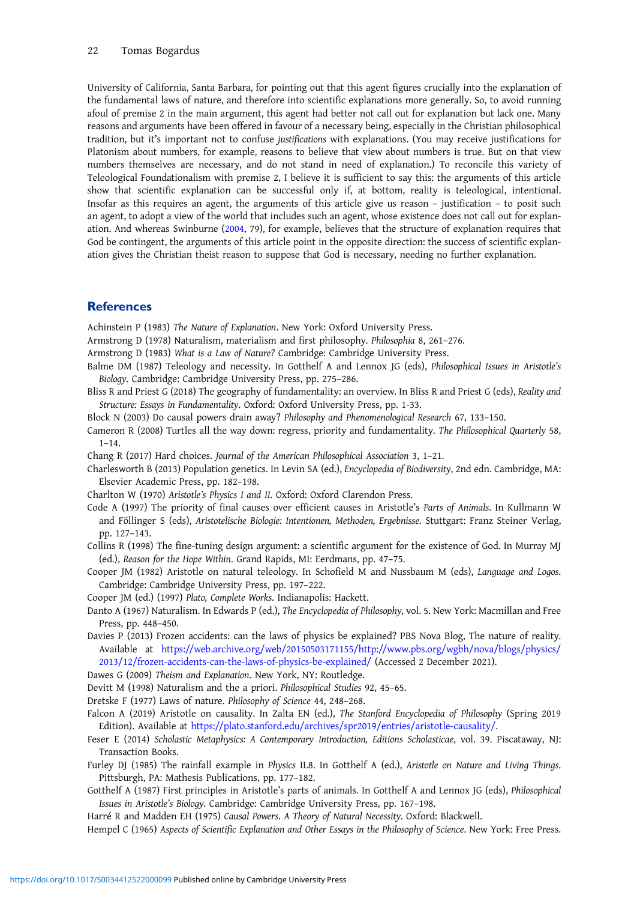University of California, Santa Barbara, for pointing out that this agent figures crucially into the explanation of the fundamental laws of nature, and therefore into scientific explanations more generally. So, to avoid running afoul of premise 2 in the main argument, this agent had better not call out for explanation but lack one. Many reasons and arguments have been offered in favour of a necessary being, especially in the Christian philosophical tradition, but it's important not to confuse *justifications* with explanations. (You may receive justifications for Platonism about numbers, for example, reasons to believe that view about numbers is true. But on that view numbers themselves are necessary, and do not stand in need of explanation.) To reconcile this variety of Teleological Foundationalism with premise 2, I believe it is sufficient to say this: the arguments of this article show that scientific explanation can be successful only if, at bottom, reality is teleological, intentional. Insofar as this requires an agent, the arguments of this article give us reason – justification – to posit such an agent, to adopt a view of the world that includes such an agent, whose existence does not call out for explanation. And whereas Swinburne (2004, 79), for example, believes that the structure of explanation requires that God be contingent, the arguments of this article point in the opposite direction: the success of scientific explanation gives the Christian theist reason to suppose that God is necessary, needing no further explanation.

## References

Achinstein P (1983) *The Nature of Explanation*. New York: Oxford University Press.

Armstrong D (1978) Naturalism, materialism and first philosophy. *Philosophia* 8, 261–276.

Armstrong D (1983) *What is a Law of Nature?* Cambridge: Cambridge University Press.

Balme DM (1987) Teleology and necessity. In Gotthelf A and Lennox JG (eds), *Philosophical Issues in Aristotle's Biology*. Cambridge: Cambridge University Press, pp. 275–286.

Bliss R and Priest G (2018) The geography of fundamentality: an overview. In Bliss R and Priest G (eds), *Reality and Structure: Essays in Fundamentality*. Oxford: Oxford University Press, pp. 1-33.

Block N (2003) Do causal powers drain away? *Philosophy and Phenomenological Research* 67, 133–150.

Cameron R (2008) Turtles all the way down: regress, priority and fundamentality. *The Philosophical Quarterly* 58, 1–14.

Chang R (2017) Hard choices. *Journal of the American Philosophical Association* 3, 1–21.

Charlesworth B (2013) Population genetics. In Levin SA (ed.), *Encyclopedia of Biodiversity*, 2nd edn. Cambridge, MA: Elsevier Academic Press, pp. 182–198.

Charlton W (1970) *Aristotle's Physics I and II*. Oxford: Oxford Clarendon Press.

Code A (1997) The priority of final causes over efficient causes in Aristotle's *Parts of Animals*. In Kullmann W and Föllinger S (eds), *Aristotelische Biologie: Intentionen, Methoden, Ergebnisse*. Stuttgart: Franz Steiner Verlag, pp. 127–143.

Collins R (1998) The fine-tuning design argument: a scientific argument for the existence of God. In Murray MJ (ed.), *Reason for the Hope Within*. Grand Rapids, MI: Eerdmans, pp. 47–75.

Cooper JM (1982) Aristotle on natural teleology. In Schofield M and Nussbaum M (eds), *Language and Logos*. Cambridge: Cambridge University Press, pp. 197–222.

Cooper JM (ed.) (1997) *Plato, Complete Works*. Indianapolis: Hackett.

Danto A (1967) Naturalism. In Edwards P (ed.), *The Encyclopedia of Philosophy*, vol. 5. New York: Macmillan and Free Press, pp. 448–450.

Davies P (2013) Frozen accidents: can the laws of physics be explained? PBS Nova Blog, The nature of reality. Available at https://web.archive.org/web/20150503171155/http://www.pbs.org/wgbh/nova/blogs/physics/2013/12/frozen-accidents-can-the-laws-of-physics-be-explained/ (Accessed 2 December 2021).

Dawes G (2009) *Theism and Explanation*. New York, NY: Routledge.

Devitt M (1998) Naturalism and the a priori. *Philosophical Studies* 92, 45–65.

Dretske F (1977) Laws of nature. *Philosophy of Science* 44, 248–268.

Falcon A (2019) Aristotle on causality. In Zalta EN (ed.), *The Stanford Encyclopedia of Philosophy* (Spring 2019 Edition). Available at https://plato.stanford.edu/archives/spr2019/entries/aristotle-causality/.

Feser E (2014) *Scholastic Metaphysics: A Contemporary Introduction, Editions Scholasticae*, vol. 39. Piscataway, NJ: Transaction Books.

Furley DJ (1985) The rainfall example in *Physics* II.8. In Gotthelf A (ed.), *Aristotle on Nature and Living Things*. Pittsburgh, PA: Mathesis Publications, pp. 177–182.

Gotthelf A (1987) First principles in Aristotle's parts of animals. In Gotthelf A and Lennox JG (eds), *Philosophical Issues in Aristotle's Biology*. Cambridge: Cambridge University Press, pp. 167–198.

Harré R and Madden EH (1975) *Causal Powers. A Theory of Natural Necessity*. Oxford: Blackwell.

Hempel C (1965) *Aspects of Scientific Explanation and Other Essays in the Philosophy of Science*. New York: Free Press.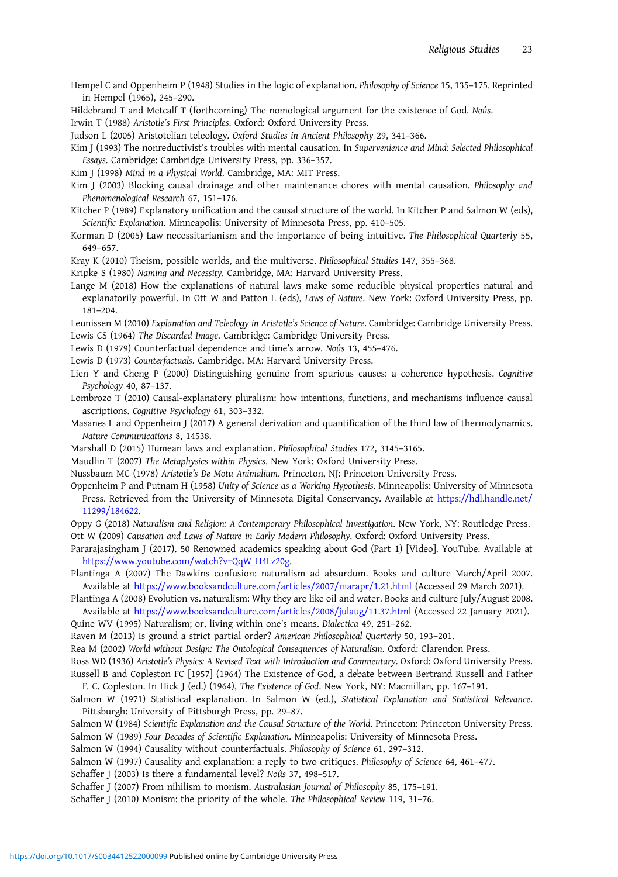Hempel C and Oppenheim P (1948) Studies in the logic of explanation. *Philosophy of Science* 15, 135–175. Reprinted in Hempel (1965), 245–290.

Hildebrand T and Metcalf T (forthcoming) The nomological argument for the existence of God. *Noûs*.

Irwin T (1988) *Aristotle's First Principles*. Oxford: Oxford University Press.

Judson L (2005) Aristotelian teleology. *Oxford Studies in Ancient Philosophy* 29, 341–366.

Kim J (1993) The nonreductivist's troubles with mental causation. In *Supervenience and Mind: Selected Philosophical Essays*. Cambridge: Cambridge University Press, pp. 336–357.

Kim J (1998) *Mind in a Physical World*. Cambridge, MA: MIT Press.

Kim J (2003) Blocking causal drainage and other maintenance chores with mental causation. *Philosophy and Phenomenological Research* 67, 151–176.

Kitcher P (1989) Explanatory unification and the causal structure of the world. In Kitcher P and Salmon W (eds), *Scientific Explanation*. Minneapolis: University of Minnesota Press, pp. 410–505.

Korman D (2005) Law necessitarianism and the importance of being intuitive. *The Philosophical Quarterly* 55, 649–657.

Kray K (2010) Theism, possible worlds, and the multiverse. *Philosophical Studies* 147, 355–368.

Kripke S (1980) *Naming and Necessity*. Cambridge, MA: Harvard University Press.

Lange M (2018) How the explanations of natural laws make some reducible physical properties natural and explanatorily powerful. In Ott W and Patton L (eds), *Laws of Nature*. New York: Oxford University Press, pp. 181–204.

Leunissen M (2010) *Explanation and Teleology in Aristotle's Science of Nature*. Cambridge: Cambridge University Press.

Lewis CS (1964) *The Discarded Image*. Cambridge: Cambridge University Press.

Lewis D (1979) Counterfactual dependence and time's arrow. *Noûs* 13, 455–476.

Lewis D (1973) *Counterfactuals*. Cambridge, MA: Harvard University Press.

Lien Y and Cheng P (2000) Distinguishing genuine from spurious causes: a coherence hypothesis. *Cognitive Psychology* 40, 87–137.

Lombrozo T (2010) Causal-explanatory pluralism: how intentions, functions, and mechanisms influence causal ascriptions. *Cognitive Psychology* 61, 303–332.

Masanes L and Oppenheim J (2017) A general derivation and quantification of the third law of thermodynamics. *Nature Communications* 8, 14538.

Marshall D (2015) Humean laws and explanation. *Philosophical Studies* 172, 3145–3165.

Maudlin T (2007) *The Metaphysics within Physics*. New York: Oxford University Press.

Nussbaum MC (1978) *Aristotle's De Motu Animalium*. Princeton, NJ: Princeton University Press.

Oppenheim P and Putnam H (1958) *Unity of Science as a Working Hypothesis*. Minneapolis: University of Minnesota Press. Retrieved from the University of Minnesota Digital Conservancy. Available at https://hdl.handle.net/11299/184622.

Oppy G (2018) *Naturalism and Religion: A Contemporary Philosophical Investigation*. New York, NY: Routledge Press.

Ott W (2009) *Causation and Laws of Nature in Early Modern Philosophy*. Oxford: Oxford University Press.

Pararajasingham J (2017). 50 Renowned academics speaking about God (Part 1) [Video]. YouTube. Available at https://www.youtube.com/watch?v=QqW_H4Lz20g.

Plantinga A (2007) The Dawkins confusion: naturalism ad absurdum. Books and culture March/April 2007. Available at https://www.booksandculture.com/articles/2007/marapr/1.21.html (Accessed 29 March 2021).

Plantinga A (2008) Evolution vs. naturalism: Why they are like oil and water. Books and culture July/August 2008. Available at https://www.booksandculture.com/articles/2008/julaug/11.37.html (Accessed 22 January 2021).

Quine WV (1995) Naturalism; or, living within one's means. *Dialectica* 49, 251–262.

Raven M (2013) Is ground a strict partial order? *American Philosophical Quarterly* 50, 193–201.

Rea M (2002) *World without Design: The Ontological Consequences of Naturalism*. Oxford: Clarendon Press.

Ross WD (1936) *Aristotle's Physics: A Revised Text with Introduction and Commentary*. Oxford: Oxford University Press.

Russell B and Copleston FC [1957] (1964) The Existence of God, a debate between Bertrand Russell and Father F. C. Copleston. In Hick J (ed.) (1964), *The Existence of God*. New York, NY: Macmillan, pp. 167–191.

Salmon W (1971) Statistical explanation. In Salmon W (ed.), *Statistical Explanation and Statistical Relevance*. Pittsburgh: University of Pittsburgh Press, pp. 29–87.

Salmon W (1984) *Scientific Explanation and the Causal Structure of the World*. Princeton: Princeton University Press.

Salmon W (1989) *Four Decades of Scientific Explanation*. Minneapolis: University of Minnesota Press.

Salmon W (1994) Causality without counterfactuals. *Philosophy of Science* 61, 297–312.

Salmon W (1997) Causality and explanation: a reply to two critiques. *Philosophy of Science* 64, 461–477.

Schaffer J (2003) Is there a fundamental level? *Noûs* 37, 498–517.

Schaffer J (2007) From nihilism to monism. *Australasian Journal of Philosophy* 85, 175–191.

Schaffer J (2010) Monism: the priority of the whole. *The Philosophical Review* 119, 31–76.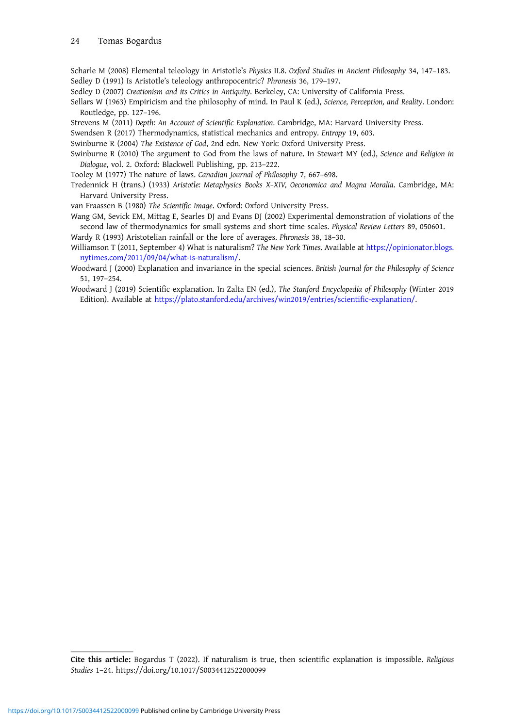Scharle M (2008) Elemental teleology in Aristotle's *Physics* II.8. *Oxford Studies in Ancient Philosophy* 34, 147–183.

Sedley D (1991) Is Aristotle's teleology anthropocentric? *Phronesis* 36, 179–197.

Sedley D (2007) *Creationism and its Critics in Antiquity*. Berkeley, CA: University of California Press.

Sellars W (1963) Empiricism and the philosophy of mind. In Paul K (ed.), *Science, Perception, and Reality*. London: Routledge, pp. 127–196.

Strevens M (2011) *Depth: An Account of Scientific Explanation*. Cambridge, MA: Harvard University Press.

Swendsen R (2017) Thermodynamics, statistical mechanics and entropy. *Entropy* 19, 603.

Swinburne R (2004) *The Existence of God*, 2nd edn. New York: Oxford University Press.

Swinburne R (2010) The argument to God from the laws of nature. In Stewart MY (ed.), *Science and Religion in Dialogue*, vol. 2. Oxford: Blackwell Publishing, pp. 213–222.

Tooley M (1977) The nature of laws. *Canadian Journal of Philosophy* 7, 667–698.

Tredennick H (trans.) (1933) *Aristotle: Metaphysics Books X–XIV, Oeconomica and Magna Moralia*. Cambridge, MA: Harvard University Press.

van Fraassen B (1980) *The Scientific Image*. Oxford: Oxford University Press.

Wang GM, Sevick EM, Mittag E, Searles DJ and Evans DJ (2002) Experimental demonstration of violations of the second law of thermodynamics for small systems and short time scales. *Physical Review Letters* 89, 050601.

Wardy R (1993) Aristotelian rainfall or the lore of averages. *Phronesis* 38, 18–30.

Williamson T (2011, September 4) What is naturalism? *The New York Times*. Available at https://opinionator.blogs.nytimes.com/2011/09/04/what-is-naturalism/.

Woodward J (2000) Explanation and invariance in the special sciences. *British Journal for the Philosophy of Science* 51, 197–254.

Woodward J (2019) Scientific explanation. In Zalta EN (ed.), *The Stanford Encyclopedia of Philosophy* (Winter 2019 Edition). Available at https://plato.stanford.edu/archives/win2019/entries/scientific-explanation/.

---

**Cite this article:** Bogardus T (2022). If naturalism is true, then scientific explanation is impossible. *Religious Studies* 1–24. https://doi.org/10.1017/S0034412522000099